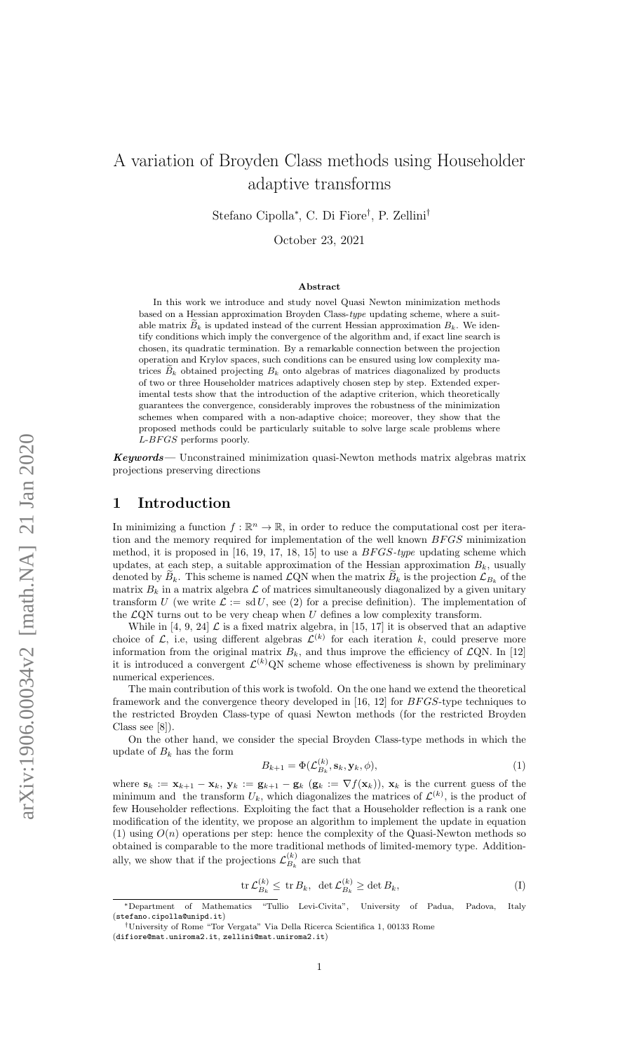# A variation of Broyden Class methods using Householder adaptive transforms

Stefano Cipolla*, C. Di Fiore†, P. Zellini†

October 23, 2021

### Abstract

In this work we introduce and study novel Quasi Newton minimization methods based on a Hessian approximation Broyden Class-*type* updating scheme, where a suitable matrix $\widetilde{B}_k$ is updated instead of the current Hessian approximation $B_k$. We identify conditions which imply the convergence of the algorithm and, if exact line search is chosen, its quadratic termination. By a remarkable connection between the projection operation and Krylov spaces, such conditions can be ensured using low complexity matrices $\widetilde{B}_k$ obtained projecting $B_k$ onto algebras of matrices diagonalized by products of two or three Householder matrices adaptively chosen step by step. Extended experimental tests show that the introduction of the adaptive criterion, which theoretically guarantees the convergence, considerably improves the robustness of the minimization schemes when compared with a non-adaptive choice; moreover, they show that the proposed methods could be particularly suitable to solve large scale problems where *L-BFGS* performs poorly.

***Keywords*****—** Unconstrained minimization quasi-Newton methods matrix algebras matrix projections preserving directions

## 1 Introduction

In minimizing a function $f : \mathbb{R}^n \to \mathbb{R}$, in order to reduce the computational cost per iteration and the memory required for implementation of the well known *BFGS* minimization method, it is proposed in [16, 19, 17, 18, 15] to use a *BFGS-type* updating scheme which updates, at each step, a suitable approximation of the Hessian approximation $B_k$, usually denoted by $\widetilde{B}_k$. This scheme is named $\mathcal{L}$QN when the matrix $\widetilde{B}_k$ is the projection $\mathcal{L}_{B_k}$ of the matrix $B_k$ in a matrix algebra $\mathcal{L}$ of matrices simultaneously diagonalized by a given unitary transform $U$ (we write $\mathcal{L} := \text{sd}\, U$, see (2) for a precise definition). The implementation of the $\mathcal{L}$QN turns out to be very cheap when $U$ defines a low complexity transform.

While in [4, 9, 24] $\mathcal{L}$ is a fixed matrix algebra, in [15, 17] it is observed that an adaptive choice of $\mathcal{L}$, i.e, using different algebras $\mathcal{L}^{(k)}$ for each iteration $k$, could preserve more information from the original matrix $B_k$, and thus improve the efficiency of $\mathcal{L}$QN. In [12] it is introduced a convergent $\mathcal{L}^{(k)}$QN scheme whose effectiveness is shown by preliminary numerical experiences.

The main contribution of this work is twofold. On the one hand we extend the theoretical framework and the convergence theory developed in [16, 12] for *BFGS*-type techniques to the restricted Broyden Class-type of quasi Newton methods (for the restricted Broyden Class see [8]).

On the other hand, we consider the special Broyden Class-type methods in which the update of $B_k$ has the form

$$B_{k+1} = \Phi(\mathcal{L}^{(k)}_{B_k}, \mathbf{s}_k, \mathbf{y}_k, \phi), \tag{1}$$

where $\mathbf{s}_k := \mathbf{x}_{k+1} - \mathbf{x}_k$, $\mathbf{y}_k := \mathbf{g}_{k+1} - \mathbf{g}_k$ ($\mathbf{g}_k := \nabla f(\mathbf{x}_k)$), $\mathbf{x}_k$ is the current guess of the minimum and the transform $U_k$, which diagonalizes the matrices of $\mathcal{L}^{(k)}$, is the product of few Householder reflections. Exploiting the fact that a Householder reflection is a rank one modification of the identity, we propose an algorithm to implement the update in equation (1) using $O(n)$ operations per step: hence the complexity of the Quasi-Newton methods so obtained is comparable to the more traditional methods of limited-memory type. Additionally, we show that if the projections $\mathcal{L}^{(k)}_{B_k}$ are such that

$$\text{tr}\, \mathcal{L}^{(k)}_{B_k} \leq \text{tr}\, B_k, \quad \det \mathcal{L}^{(k)}_{B_k} \geq \det B_k, \tag{I}$$

*Department of Mathematics "Tullio Levi-Civita", University of Padua, Padova, Italy (stefano.cipolla@unipd.it)

†University of Rome "Tor Vergata" Via Della Ricerca Scientifica 1, 00133 Rome (difiore@mat.uniroma2.it, zellini@mat.uniroma2.it)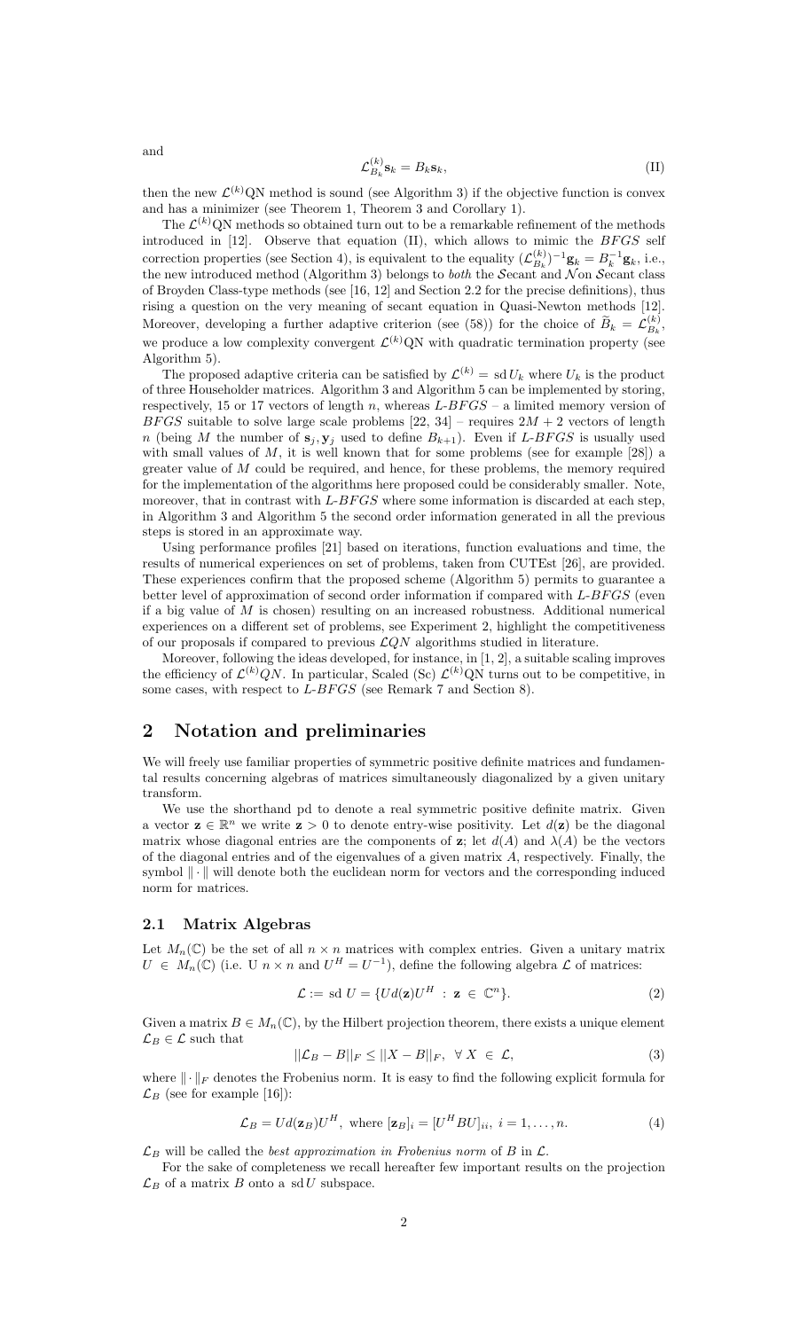and

$$\mathcal{L}^{(k)}_{B_k}\mathbf{s}_k = B_k\mathbf{s}_k, \tag{II}$$

then the new $\mathcal{L}^{(k)}$QN method is sound (see Algorithm 3) if the objective function is convex and has a minimizer (see Theorem 1, Theorem 3 and Corollary 1).

The $\mathcal{L}^{(k)}$QN methods so obtained turn out to be a remarkable refinement of the methods introduced in [12]. Observe that equation (II), which allows to mimic the *BFGS* self correction properties (see Section 4), is equivalent to the equality $(\mathcal{L}^{(k)}_{B_k})^{-1}\mathbf{g}_k = B_k^{-1}\mathbf{g}_k$, i.e., the new introduced method (Algorithm 3) belongs to *both* the $\mathcal{S}$ecant and $\mathcal{N}$on $\mathcal{S}$ecant class of Broyden Class-type methods (see [16, 12] and Section 2.2 for the precise definitions), thus rising a question on the very meaning of secant equation in Quasi-Newton methods [12]. Moreover, developing a further adaptive criterion (see (58)) for the choice of $\widetilde{B}_k = \mathcal{L}^{(k)}_{B_k}$, we produce a low complexity convergent $\mathcal{L}^{(k)}$QN with quadratic termination property (see Algorithm 5).

The proposed adaptive criteria can be satisfied by $\mathcal{L}^{(k)} = \mathrm{sd}\, U_k$ where $U_k$ is the product of three Householder matrices. Algorithm 3 and Algorithm 5 can be implemented by storing, respectively, 15 or 17 vectors of length $n$, whereas *L-BFGS* – a limited memory version of *BFGS* suitable to solve large scale problems [22, 34] – requires $2M + 2$ vectors of length $n$ (being $M$ the number of $\mathbf{s}_j, \mathbf{y}_j$ used to define $B_{k+1}$). Even if *L-BFGS* is usually used with small values of $M$, it is well known that for some problems (see for example [28]) a greater value of $M$ could be required, and hence, for these problems, the memory required for the implementation of the algorithms here proposed could be considerably smaller. Note, moreover, that in contrast with *L-BFGS* where some information is discarded at each step, in Algorithm 3 and Algorithm 5 the second order information generated in all the previous steps is stored in an approximate way.

Using performance profiles [21] based on iterations, function evaluations and time, the results of numerical experiences on set of problems, taken from CUTEst [26], are provided. These experiences confirm that the proposed scheme (Algorithm 5) permits to guarantee a better level of approximation of second order information if compared with *L-BFGS* (even if a big value of $M$ is chosen) resulting on an increased robustness. Additional numerical experiences on a different set of problems, see Experiment 2, highlight the competitiveness of our proposals if compared to previous $\mathcal{L}QN$ algorithms studied in literature.

Moreover, following the ideas developed, for instance, in [1, 2], a suitable scaling improves the efficiency of $\mathcal{L}^{(k)}QN$. In particular, Scaled (Sc) $\mathcal{L}^{(k)}$QN turns out to be competitive, in some cases, with respect to *L-BFGS* (see Remark 7 and Section 8).

## 2 Notation and preliminaries

We will freely use familiar properties of symmetric positive definite matrices and fundamental results concerning algebras of matrices simultaneously diagonalized by a given unitary transform.

We use the shorthand pd to denote a real symmetric positive definite matrix. Given a vector $\mathbf{z} \in \mathbb{R}^n$ we write $\mathbf{z} > 0$ to denote entry-wise positivity. Let $d(\mathbf{z})$ be the diagonal matrix whose diagonal entries are the components of $\mathbf{z}$; let $d(A)$ and $\lambda(A)$ be the vectors of the diagonal entries and of the eigenvalues of a given matrix $A$, respectively. Finally, the symbol $\|\cdot\|$ will denote both the euclidean norm for vectors and the corresponding induced norm for matrices.

### 2.1 Matrix Algebras

Let $M_n(\mathbb{C})$ be the set of all $n \times n$ matrices with complex entries. Given a unitary matrix $U \in M_n(\mathbb{C})$ (i.e. U $n \times n$ and $U^H = U^{-1}$), define the following algebra $\mathcal{L}$ of matrices:

$$\mathcal{L} := \mathrm{sd}\ U = \{Ud(\mathbf{z})U^H \ : \ \mathbf{z} \ \in \ \mathbb{C}^n\}. \tag{2}$$

Given a matrix $B \in M_n(\mathbb{C})$, by the Hilbert projection theorem, there exists a unique element $\mathcal{L}_B \in \mathcal{L}$ such that

$$||\mathcal{L}_B - B||_F \leq ||X - B||_F, \ \ \forall \ X \ \in \ \mathcal{L}, \tag{3}$$

where $\|\cdot\|_F$ denotes the Frobenius norm. It is easy to find the following explicit formula for $\mathcal{L}_B$ (see for example [16]):

$$\mathcal{L}_B = Ud(\mathbf{z}_B)U^H, \text{ where } [\mathbf{z}_B]_i = [U^H BU]_{ii}, \ i = 1, \ldots, n. \tag{4}$$

$\mathcal{L}_B$ will be called the *best approximation in Frobenius norm* of $B$ in $\mathcal{L}$.

For the sake of completeness we recall hereafter few important results on the projection $\mathcal{L}_B$ of a matrix $B$ onto a $\mathrm{sd}\, U$ subspace.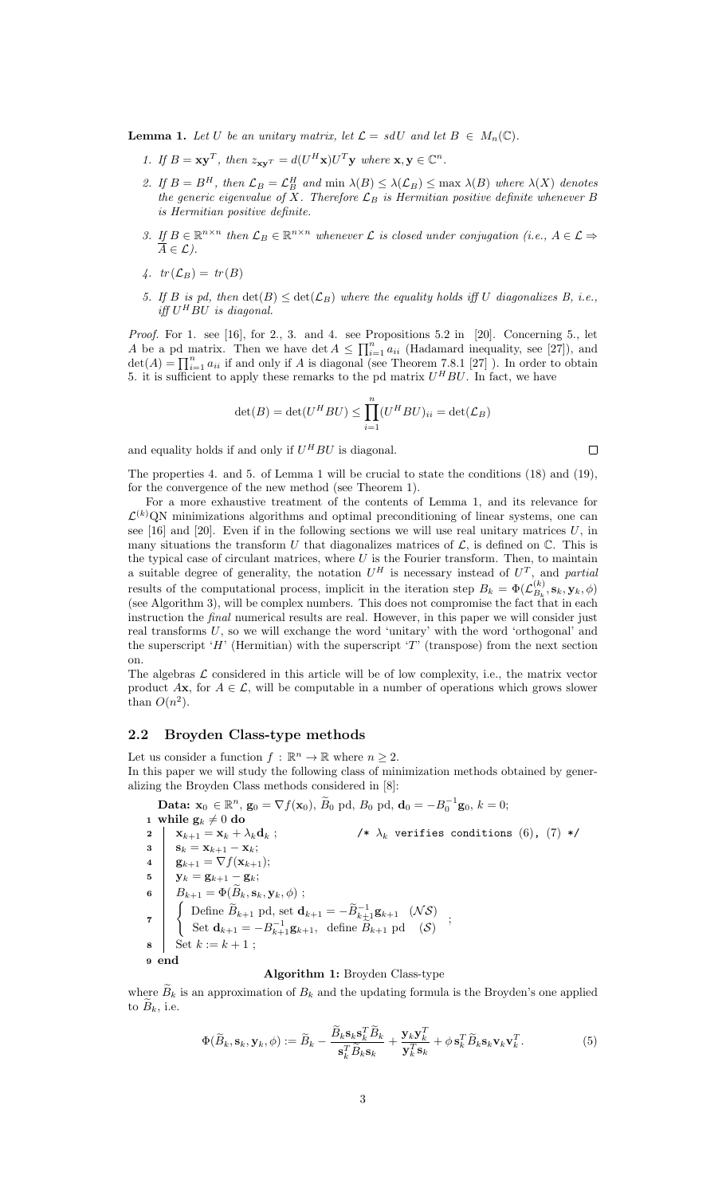**Lemma 1.** *Let $U$ be an unitary matrix, let $\mathcal{L} = sdU$ and let $B \in M_n(\mathbb{C})$.*

1. *If $B = \mathbf{x}\mathbf{y}^T$, then $z_{\mathbf{x}\mathbf{y}^T} = d(U^H\mathbf{x})U^T\mathbf{y}$ where $\mathbf{x}, \mathbf{y} \in \mathbb{C}^n$.*
2. *If $B = B^H$, then $\mathcal{L}_B = \mathcal{L}_B^H$ and $\min \lambda(B) \leq \lambda(\mathcal{L}_B) \leq \max \lambda(B)$ where $\lambda(X)$ denotes the generic eigenvalue of $X$. Therefore $\mathcal{L}_B$ is Hermitian positive definite whenever $B$ is Hermitian positive definite.*
3. *If $B \in \mathbb{R}^{n\times n}$ then $\mathcal{L}_B \in \mathbb{R}^{n\times n}$ whenever $\mathcal{L}$ is closed under conjugation (i.e., $A \in \mathcal{L} \Rightarrow \overline{A} \in \mathcal{L}$).*
4. *$tr(\mathcal{L}_B) = tr(B)$*
5. *If $B$ is pd, then $\det(B) \leq \det(\mathcal{L}_B)$ where the equality holds iff $U$ diagonalizes $B$, i.e., iff $U^H BU$ is diagonal.*

*Proof.* For 1. see [16], for 2., 3. and 4. see Propositions 5.2 in [20]. Concerning 5., let $A$ be a pd matrix. Then we have $\det A \leq \prod_{i=1}^n a_{ii}$ (Hadamard inequality, see [27]), and $\det(A) = \prod_{i=1}^n a_{ii}$ if and only if $A$ is diagonal (see Theorem 7.8.1 [27] ). In order to obtain 5. it is sufficient to apply these remarks to the pd matrix $U^H BU$. In fact, we have

$$\det(B) = \det(U^H BU) \leq \prod_{i=1}^n (U^H BU)_{ii} = \det(\mathcal{L}_B)$$

and equality holds if and only if $U^H BU$ is diagonal. □

The properties 4. and 5. of Lemma 1 will be crucial to state the conditions (18) and (19), for the convergence of the new method (see Theorem 1).

For a more exhaustive treatment of the contents of Lemma 1, and its relevance for $\mathcal{L}^{(k)}$QN minimizations algorithms and optimal preconditioning of linear systems, one can see [16] and [20]. Even if in the following sections we will use real unitary matrices $U$, in many situations the transform $U$ that diagonalizes matrices of $\mathcal{L}$, is defined on $\mathbb{C}$. This is the typical case of circulant matrices, where $U$ is the Fourier transform. Then, to maintain a suitable degree of generality, the notation $U^H$ is necessary instead of $U^T$, and *partial* results of the computational process, implicit in the iteration step $B_k = \Phi(\mathcal{L}_{B_k}^{(k)}, \mathbf{s}_k, \mathbf{y}_k, \phi)$ (see Algorithm 3), will be complex numbers. This does not compromise the fact that in each instruction the *final* numerical results are real. However, in this paper we will consider just real transforms $U$, so we will exchange the word 'unitary' with the word 'orthogonal' and the superscript '$H$' (Hermitian) with the superscript '$T$' (transpose) from the next section on.

The algebras $\mathcal{L}$ considered in this article will be of low complexity, i.e., the matrix vector product $A\mathbf{x}$, for $A \in \mathcal{L}$, will be computable in a number of operations which grows slower than $O(n^2)$.

## 2.2 Broyden Class-type methods

Let us consider a function $f : \mathbb{R}^n \to \mathbb{R}$ where $n \geq 2$.
In this paper we will study the following class of minimization methods obtained by generalizing the Broyden Class methods considered in [8]:

```
    Data: x_0 ∈ R^n, g_0 = ∇f(x_0), B̃_0 pd, B_0 pd, d_0 = −B_0^{-1} g_0, k = 0;
1 while g_k ≠ 0 do
2     x_{k+1} = x_k + λ_k d_k ;                 /* λ_k verifies conditions (6), (7) */
3     s_k = x_{k+1} − x_k;
4     g_{k+1} = ∇f(x_{k+1});
5     y_k = g_{k+1} − g_k;
6     B_{k+1} = Φ(B̃_k, s_k, y_k, φ) ;
7     { Define B̃_{k+1} pd, set d_{k+1} = −B̃_{k+1}^{-1} g_{k+1}   (NS)
      { Set d_{k+1} = −B_{k+1}^{-1} g_{k+1},  define B̃_{k+1} pd   (S)   ;
8     Set k := k + 1 ;
9 end
```

**Algorithm 1:** Broyden Class-type

where $\widetilde{B}_k$ is an approximation of $B_k$ and the updating formula is the Broyden's one applied to $\widetilde{B}_k$, i.e.

$$\Phi(\widetilde{B}_k, \mathbf{s}_k, \mathbf{y}_k, \phi) := \widetilde{B}_k - \frac{\widetilde{B}_k \mathbf{s}_k \mathbf{s}_k^T \widetilde{B}_k}{\mathbf{s}_k^T \widetilde{B}_k \mathbf{s}_k} + \frac{\mathbf{y}_k \mathbf{y}_k^T}{\mathbf{y}_k^T \mathbf{s}_k} + \phi\, \mathbf{s}_k^T \widetilde{B}_k \mathbf{s}_k \mathbf{v}_k \mathbf{v}_k^T. \tag{5}$$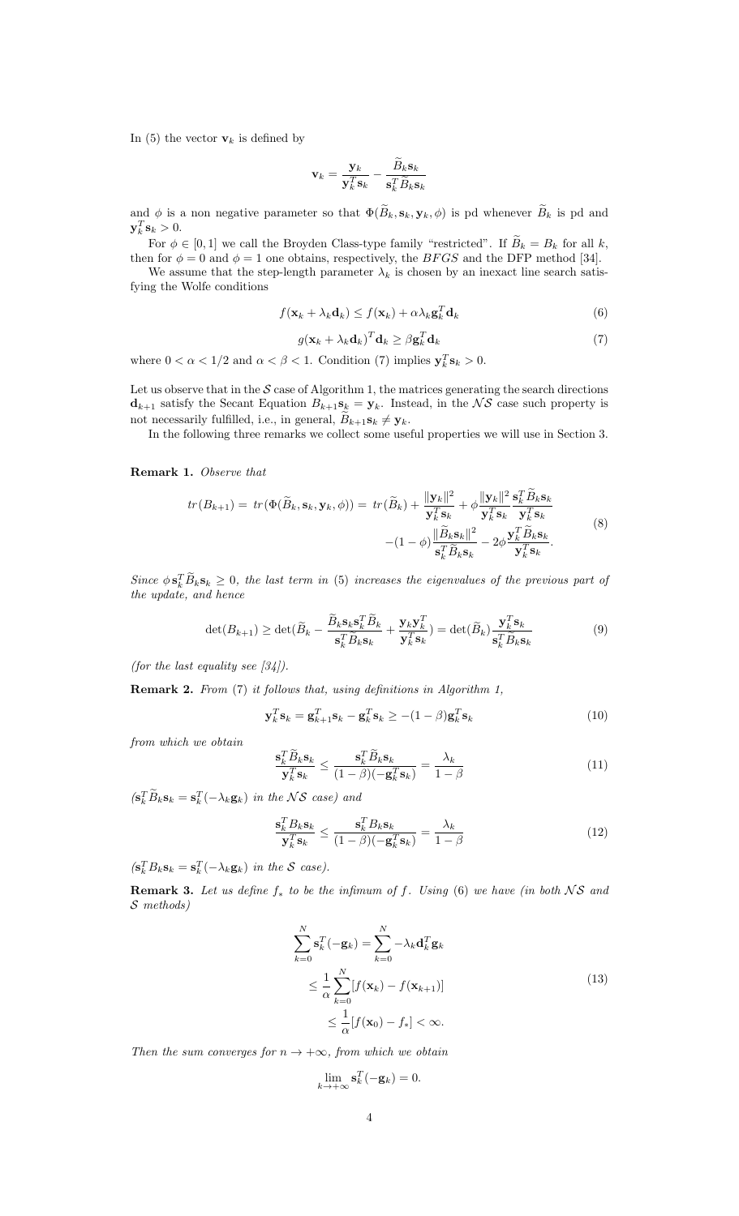In (5) the vector $\mathbf{v}_k$ is defined by

$$\mathbf{v}_k = \frac{\mathbf{y}_k}{\mathbf{y}_k^T \mathbf{s}_k} - \frac{\widetilde{B}_k \mathbf{s}_k}{\mathbf{s}_k^T \widetilde{B}_k \mathbf{s}_k}$$

and $\phi$ is a non negative parameter so that $\Phi(\widetilde{B}_k, \mathbf{s}_k, \mathbf{y}_k, \phi)$ is pd whenever $\widetilde{B}_k$ is pd and $\mathbf{y}_k^T \mathbf{s}_k > 0$.

For $\phi \in [0, 1]$ we call the Broyden Class-type family "restricted". If $\widetilde{B}_k = B_k$ for all $k$, then for $\phi = 0$ and $\phi = 1$ one obtains, respectively, the $BFGS$ and the DFP method [34].

We assume that the step-length parameter $\lambda_k$ is chosen by an inexact line search satisfying the Wolfe conditions

$$f(\mathbf{x}_k + \lambda_k \mathbf{d}_k) \leq f(\mathbf{x}_k) + \alpha \lambda_k \mathbf{g}_k^T \mathbf{d}_k \tag{6}$$

$$g(\mathbf{x}_k + \lambda_k \mathbf{d}_k)^T \mathbf{d}_k \geq \beta \mathbf{g}_k^T \mathbf{d}_k \tag{7}$$

where $0 < \alpha < 1/2$ and $\alpha < \beta < 1$. Condition (7) implies $\mathbf{y}_k^T \mathbf{s}_k > 0$.

Let us observe that in the $\mathcal{S}$ case of Algorithm 1, the matrices generating the search directions $\mathbf{d}_{k+1}$ satisfy the Secant Equation $B_{k+1} \mathbf{s}_k = \mathbf{y}_k$. Instead, in the $\mathcal{NS}$ case such property is not necessarily fulfilled, i.e., in general, $\widetilde{B}_{k+1} \mathbf{s}_k \neq \mathbf{y}_k$.

In the following three remarks we collect some useful properties we will use in Section 3.

**Remark 1.** *Observe that*

$$\begin{aligned} tr(B_{k+1}) = \; tr(\Phi(\widetilde{B}_k, \mathbf{s}_k, \mathbf{y}_k, \phi)) = \; tr(\widetilde{B}_k) + \frac{\|\mathbf{y}_k\|^2}{\mathbf{y}_k^T \mathbf{s}_k} + \phi \frac{\|\mathbf{y}_k\|^2}{\mathbf{y}_k^T \mathbf{s}_k} \frac{\mathbf{s}_k^T \widetilde{B}_k \mathbf{s}_k}{\mathbf{y}_k^T \mathbf{s}_k} \\ -(1-\phi) \frac{\|\widetilde{B}_k \mathbf{s}_k\|^2}{\mathbf{s}_k^T \widetilde{B}_k \mathbf{s}_k} - 2\phi \frac{\mathbf{y}_k^T \widetilde{B}_k \mathbf{s}_k}{\mathbf{y}_k^T \mathbf{s}_k}. \end{aligned} \tag{8}$$

*Since $\phi \, \mathbf{s}_k^T \widetilde{B}_k \mathbf{s}_k \geq 0$, the last term in (5) increases the eigenvalues of the previous part of the update, and hence*

$$\det(B_{k+1}) \geq \det(\widetilde{B}_k - \frac{\widetilde{B}_k \mathbf{s}_k \mathbf{s}_k^T \widetilde{B}_k}{\mathbf{s}_k^T \widetilde{B}_k \mathbf{s}_k} + \frac{\mathbf{y}_k \mathbf{y}_k^T}{\mathbf{y}_k^T \mathbf{s}_k}) = \det(\widetilde{B}_k) \frac{\mathbf{y}_k^T \mathbf{s}_k}{\mathbf{s}_k^T \widetilde{B}_k \mathbf{s}_k} \tag{9}$$

*(for the last equality see [34]).*

**Remark 2.** *From (7) it follows that, using definitions in Algorithm 1,*

$$\mathbf{y}_k^T \mathbf{s}_k = \mathbf{g}_{k+1}^T \mathbf{s}_k - \mathbf{g}_k^T \mathbf{s}_k \geq -(1-\beta) \mathbf{g}_k^T \mathbf{s}_k \tag{10}$$

*from which we obtain*

$$\frac{\mathbf{s}_k^T \widetilde{B}_k \mathbf{s}_k}{\mathbf{y}_k^T \mathbf{s}_k} \leq \frac{\mathbf{s}_k^T \widetilde{B}_k \mathbf{s}_k}{(1-\beta)(-\mathbf{g}_k^T \mathbf{s}_k)} = \frac{\lambda_k}{1-\beta} \tag{11}$$

*($\mathbf{s}_k^T \widetilde{B}_k \mathbf{s}_k = \mathbf{s}_k^T(-\lambda_k \mathbf{g}_k)$ in the $\mathcal{NS}$ case) and*

$$\frac{\mathbf{s}_k^T B_k \mathbf{s}_k}{\mathbf{y}_k^T \mathbf{s}_k} \leq \frac{\mathbf{s}_k^T B_k \mathbf{s}_k}{(1-\beta)(-\mathbf{g}_k^T \mathbf{s}_k)} = \frac{\lambda_k}{1-\beta} \tag{12}$$

*($\mathbf{s}_k^T B_k \mathbf{s}_k = \mathbf{s}_k^T(-\lambda_k \mathbf{g}_k)$ in the $\mathcal{S}$ case).*

**Remark 3.** *Let us define $f_*$ to be the infimum of $f$. Using (6) we have (in both $\mathcal{NS}$ and $\mathcal{S}$ methods)*

$$\begin{aligned} \sum_{k=0}^{N} \mathbf{s}_k^T(-\mathbf{g}_k) &= \sum_{k=0}^{N} -\lambda_k \mathbf{d}_k^T \mathbf{g}_k \\ &\leq \frac{1}{\alpha} \sum_{k=0}^{N} [f(\mathbf{x}_k) - f(\mathbf{x}_{k+1})] \\ &\leq \frac{1}{\alpha} [f(\mathbf{x}_0) - f_*] < \infty. \end{aligned} \tag{13}$$

*Then the sum converges for $n \to +\infty$, from which we obtain*

$$\lim_{k \to +\infty} \mathbf{s}_k^T(-\mathbf{g}_k) = 0.$$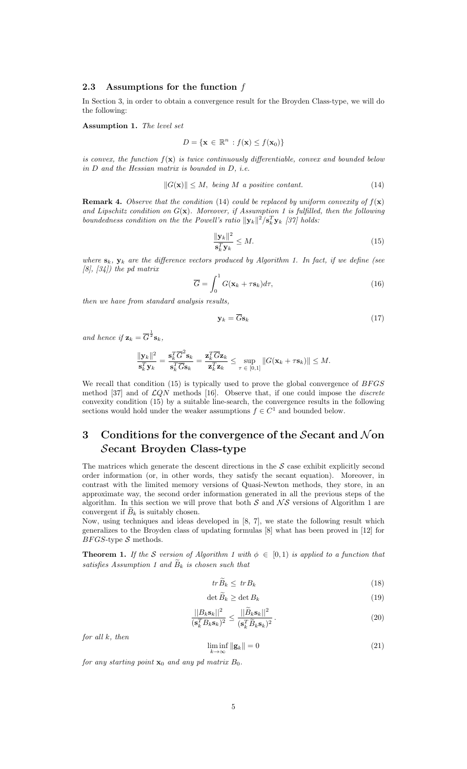### 2.3 Assumptions for the function $f$

In Section 3, in order to obtain a convergence result for the Broyden Class-type, we will do the following:

**Assumption 1.** *The level set*

$$D = \{\mathbf{x} \in \mathbb{R}^n : f(\mathbf{x}) \leq f(\mathbf{x}_0)\}$$

*is convex, the function $f(\mathbf{x})$ is twice continuously differentiable, convex and bounded below in $D$ and the Hessian matrix is bounded in $D$, i.e.*

$$\|G(\mathbf{x})\| \leq M, \text{ being } M \text{ a positive contant.} \tag{14}$$

**Remark 4.** *Observe that the condition* (14) *could be replaced by uniform convexity of $f(\mathbf{x})$ and Lipschitz condition on $G(\mathbf{x})$. Moreover, if Assumption 1 is fulfilled, then the following boundedness condition on the the Powell's ratio $\|\mathbf{y}_k\|^2/\mathbf{s}_k^T\mathbf{y}_k$ [37] holds:*

$$\frac{\|\mathbf{y}_k\|^2}{\mathbf{s}_k^T\mathbf{y}_k} \leq M. \tag{15}$$

*where $\mathbf{s}_k$, $\mathbf{y}_k$ are the difference vectors produced by Algorithm 1. In fact, if we define (see [8], [34]) the pd matrix*

$$\overline{G} = \int_0^1 G(\mathbf{x}_k + \tau\mathbf{s}_k)d\tau, \tag{16}$$

*then we have from standard analysis results,*

$$\mathbf{y}_k = \overline{G}\mathbf{s}_k \tag{17}$$

*and hence if $\mathbf{z}_k = \overline{G}^{\frac{1}{2}}\mathbf{s}_k$,*

$$\frac{\|\mathbf{y}_k\|^2}{\mathbf{s}_k^T\mathbf{y}_k} = \frac{\mathbf{s}_k^T\overline{G}^2\mathbf{s}_k}{\mathbf{s}_k^T\overline{G}\mathbf{s}_k} = \frac{\mathbf{z}_k^T\overline{G}\mathbf{z}_k}{\mathbf{z}_k^T\mathbf{z}_k} \leq \sup_{\tau\,\in\,[0,1]} \|G(\mathbf{x}_k + \tau\mathbf{s}_k)\| \leq M.$$

We recall that condition (15) is typically used to prove the global convergence of $BFGS$ method [37] and of $\mathcal{L}QN$ methods [16]. Observe that, if one could impose the *discrete* convexity condition (15) by a suitable line-search, the convergence results in the following sections would hold under the weaker assumptions $f \in C^1$ and bounded below.

# 3 Conditions for the convergence of the $\mathcal{S}$ecant and $\mathcal{N}$on $\mathcal{S}$ecant Broyden Class-type

The matrices which generate the descent directions in the $\mathcal{S}$ case exhibit explicitly second order information (or, in other words, they satisfy the secant equation). Moreover, in contrast with the limited memory versions of Quasi-Newton methods, they store, in an approximate way, the second order information generated in all the previous steps of the algorithm. In this section we will prove that both $\mathcal{S}$ and $\mathcal{NS}$ versions of Algorithm 1 are convergent if $\widetilde{B}_k$ is suitably chosen.

Now, using techniques and ideas developed in [8, 7], we state the following result which generalizes to the Broyden class of updating formulas [8] what has been proved in [12] for $BFGS$-type $\mathcal{S}$ methods.

**Theorem 1.** *If the $\mathcal{S}$ version of Algorithm 1 with $\phi \in [0, 1)$ is applied to a function that satisfies Assumption 1 and $\widetilde{B}_k$ is chosen such that*

$$tr\,\widetilde{B}_k \leq tr\,B_k \tag{18}$$

$$\det \widetilde{B}_k \geq \det B_k \tag{19}$$

$$\frac{||B_k\mathbf{s}_k||^2}{(\mathbf{s}_k^T B_k\mathbf{s}_k)^2} \leq \frac{||\widetilde{B}_k\mathbf{s}_k||^2}{(\mathbf{s}_k^T\widetilde{B}_k\mathbf{s}_k)^2}\,. \tag{20}$$

*for all $k$, then*

$$\liminf_{k\to\infty} \|\mathbf{g}_k\| = 0 \tag{21}$$

*for any starting point $\mathbf{x}_0$ and any pd matrix $B_0$.*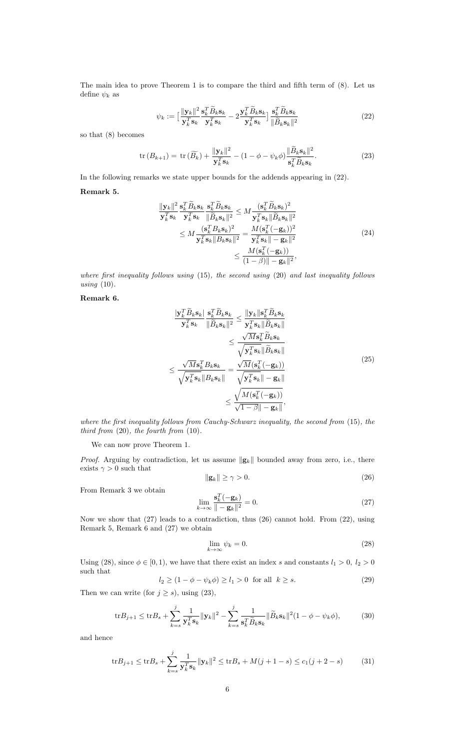The main idea to prove Theorem 1 is to compare the third and fifth term of (8). Let us define $\psi_k$ as

$$
\psi_k := \Big[\frac{\|\mathbf{y}_k\|^2}{\mathbf{y}_k^T\mathbf{s}_k}\frac{\mathbf{s}_k^T\widetilde{B}_k\mathbf{s}_k}{\mathbf{y}_k^T\mathbf{s}_k} - 2\frac{\mathbf{y}_k^T\widetilde{B}_k\mathbf{s}_k}{\mathbf{y}_k^T\mathbf{s}_k}\Big]\frac{\mathbf{s}_k^T\widetilde{B}_k\mathbf{s}_k}{\|\widetilde{B}_k\mathbf{s}_k\|^2} \tag{22}
$$

so that (8) becomes

$$
\operatorname{tr}(B_{k+1}) = \operatorname{tr}(\widetilde{B_k}) + \frac{\|\mathbf{y}_k\|^2}{\mathbf{y}_k^T\mathbf{s}_k} - (1-\phi-\psi_k\phi)\frac{\|\widetilde{B}_k\mathbf{s}_k\|^2}{\mathbf{s}_k^T\widetilde{B}_k\mathbf{s}_k}. \tag{23}
$$

In the following remarks we state upper bounds for the addends appearing in (22).

**Remark 5.**

$$
\begin{aligned}
\frac{\|\mathbf{y}_k\|^2}{\mathbf{y}_k^T\mathbf{s}_k}\frac{\mathbf{s}_k^T\widetilde{B}_k\mathbf{s}_k}{\mathbf{y}_k^T\mathbf{s}_k}\frac{\mathbf{s}_k^T\widetilde{B}_k\mathbf{s}_k}{\|\widetilde{B}_k\mathbf{s}_k\|^2} &\leq M\frac{(\mathbf{s}_k^T\widetilde{B}_k\mathbf{s}_k)^2}{\mathbf{y}_k^T\mathbf{s}_k\|\widetilde{B}_k\mathbf{s}_k\|^2} \\
&\leq M\frac{(\mathbf{s}_k^T B_k\mathbf{s}_k)^2}{\mathbf{y}_k^T\mathbf{s}_k\|B_k\mathbf{s}_k\|^2} = \frac{M(\mathbf{s}_k^T(-\mathbf{g}_k))^2}{\mathbf{y}_k^T\mathbf{s}_k\|-\mathbf{g}_k\|^2} \\
&\leq \frac{M(\mathbf{s}_k^T(-\mathbf{g}_k))}{(1-\beta)\|-\mathbf{g}_k\|^2},
\end{aligned} \tag{24}
$$

*where first inequality follows using* (15)*, the second using* (20) *and last inequality follows using* (10)*.*

**Remark 6.**

$$
\begin{aligned}
\frac{|\mathbf{y}_k^T\widetilde{B}_k\mathbf{s}_k|}{\mathbf{y}_k^T\mathbf{s}_k}\frac{\mathbf{s}_k^T\widetilde{B}_k\mathbf{s}_k}{\|\widetilde{B}_k\mathbf{s}_k\|^2} &\leq \frac{\|\mathbf{y}_k\|\mathbf{s}_k^T\widetilde{B}_k\mathbf{s}_k}{\mathbf{y}_k^T\mathbf{s}_k\|\widetilde{B}_k\mathbf{s}_k\|} \\
&\leq \frac{\sqrt{M}\mathbf{s}_k^T\widetilde{B}_k\mathbf{s}_k}{\sqrt{\mathbf{y}_k^T\mathbf{s}_k}\|\widetilde{B}_k\mathbf{s}_k\|} \\
\leq \frac{\sqrt{M}\mathbf{s}_k^T B_k\mathbf{s}_k}{\sqrt{\mathbf{y}_k^T\mathbf{s}_k}\|B_k\mathbf{s}_k\|} &= \frac{\sqrt{M}(\mathbf{s}_k^T(-\mathbf{g}_k))}{\sqrt{\mathbf{y}_k^T\mathbf{s}_k}\|-\mathbf{g}_k\|} \\
&\leq \frac{\sqrt{M(\mathbf{s}_k^T(-\mathbf{g}_k))}}{\sqrt{1-\beta}\|-\mathbf{g}_k\|},
\end{aligned} \tag{25}
$$

*where the first inequality follows from Cauchy-Schwarz inequality, the second from* (15)*, the third from* (20)*, the fourth from* (10)*.*

We can now prove Theorem 1.

*Proof.* Arguing by contradiction, let us assume $\|\mathbf{g}_k\|$ bounded away from zero, i.e., there exists $\gamma > 0$ such that

$$
\|\mathbf{g}_k\| \geq \gamma > 0. \tag{26}
$$

From Remark 3 we obtain

$$
\lim_{k\to\infty}\frac{\mathbf{s}_k^T(-\mathbf{g}_k)}{\|-\mathbf{g}_k\|^2} = 0. \tag{27}
$$

Now we show that (27) leads to a contradiction, thus (26) cannot hold. From (22), using Remark 5, Remark 6 and (27) we obtain

$$
\lim_{k\to\infty}\psi_k = 0. \tag{28}
$$

Using (28), since $\phi \in [0, 1)$, we have that there exist an index $s$ and constants $l_1 > 0$, $l_2 > 0$ such that

$$
l_2 \geq (1-\phi-\psi_k\phi) \geq l_1 > 0 \;\text{ for all }\; k \geq s. \tag{29}
$$

Then we can write (for $j \geq s$), using (23),

$$
\operatorname{tr}B_{j+1} \leq \operatorname{tr}B_s + \sum_{k=s}^{j}\frac{1}{\mathbf{y}_k^T\mathbf{s}_k}\|\mathbf{y}_k\|^2 - \sum_{k=s}^{j}\frac{1}{\mathbf{s}_k^T\widetilde{B}_k\mathbf{s}_k}\|\widetilde{B}_k\mathbf{s}_k\|^2(1-\phi-\psi_k\phi), \tag{30}
$$

and hence

$$
\operatorname{tr}B_{j+1} \leq \operatorname{tr}B_s + \sum_{k=s}^{j}\frac{1}{\mathbf{y}_k^T\mathbf{s}_k}\|\mathbf{y}_k\|^2 \leq \operatorname{tr}B_s + M(j+1-s) \leq c_1(j+2-s) \tag{31}
$$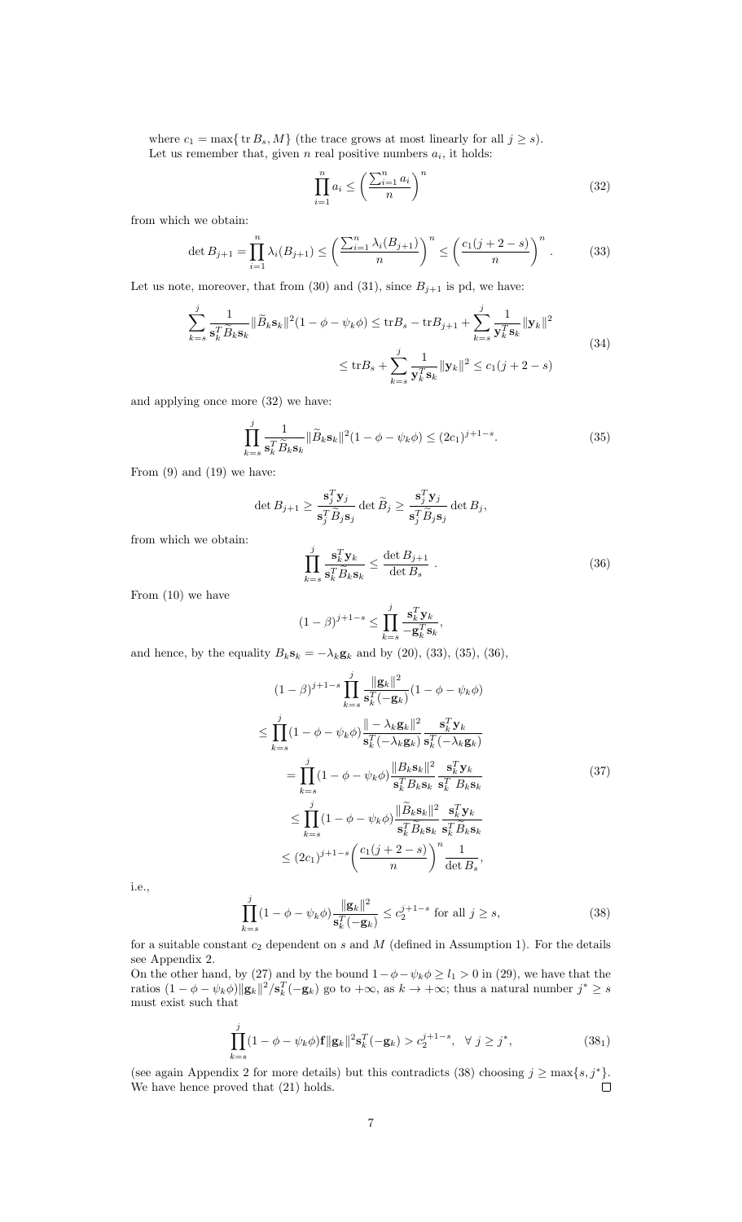where $c_1 = \max\{\,\mathrm{tr}\, B_s, M\}$ (the trace grows at most linearly for all $j \geq s$).
Let us remember that, given $n$ real positive numbers $a_i$, it holds:

$$\prod_{i=1}^{n} a_i \leq \left(\frac{\sum_{i=1}^{n} a_i}{n}\right)^n \tag{32}$$

from which we obtain:

$$\det B_{j+1} = \prod_{i=1}^{n} \lambda_i(B_{j+1}) \leq \left(\frac{\sum_{i=1}^{n} \lambda_i(B_{j+1})}{n}\right)^n \leq \left(\frac{c_1(j+2-s)}{n}\right)^n. \tag{33}$$

Let us note, moreover, that from (30) and (31), since $B_{j+1}$ is pd, we have:

$$\begin{aligned}\sum_{k=s}^{j} \frac{1}{\mathbf{s}_k^T \widetilde{B}_k \mathbf{s}_k} \|\widetilde{B}_k \mathbf{s}_k\|^2 (1-\phi-\psi_k\phi) &\leq \mathrm{tr} B_s - \mathrm{tr} B_{j+1} + \sum_{k=s}^{j} \frac{1}{\mathbf{y}_k^T \mathbf{s}_k} \|\mathbf{y}_k\|^2 \\ &\leq \mathrm{tr} B_s + \sum_{k=s}^{j} \frac{1}{\mathbf{y}_k^T \mathbf{s}_k} \|\mathbf{y}_k\|^2 \leq c_1(j+2-s)\end{aligned} \tag{34}$$

and applying once more (32) we have:

$$\prod_{k=s}^{j} \frac{1}{\mathbf{s}_k^T \widetilde{B}_k \mathbf{s}_k} \|\widetilde{B}_k \mathbf{s}_k\|^2 (1-\phi-\psi_k\phi) \leq (2c_1)^{j+1-s}. \tag{35}$$

From (9) and (19) we have:

$$\det B_{j+1} \geq \frac{\mathbf{s}_j^T \mathbf{y}_j}{\mathbf{s}_j^T \widetilde{B}_j \mathbf{s}_j} \det \widetilde{B}_j \geq \frac{\mathbf{s}_j^T \mathbf{y}_j}{\mathbf{s}_j^T \widetilde{B}_j \mathbf{s}_j} \det B_j,$$

from which we obtain:

$$\prod_{k=s}^{j} \frac{\mathbf{s}_k^T \mathbf{y}_k}{\mathbf{s}_k^T \widetilde{B}_k \mathbf{s}_k} \leq \frac{\det B_{j+1}}{\det B_s}. \tag{36}$$

From (10) we have

$$(1-\beta)^{j+1-s} \leq \prod_{k=s}^{j} \frac{\mathbf{s}_k^T \mathbf{y}_k}{-\mathbf{g}_k^T \mathbf{s}_k},$$

and hence, by the equality $B_k \mathbf{s}_k = -\lambda_k \mathbf{g}_k$ and by (20), (33), (35), (36),

$$\begin{aligned}&(1-\beta)^{j+1-s} \prod_{k=s}^{j} \frac{\|\mathbf{g}_k\|^2}{\mathbf{s}_k^T(-\mathbf{g}_k)} (1-\phi-\psi_k\phi) \\ &\leq \prod_{k=s}^{j} (1-\phi-\psi_k\phi) \frac{\|-\lambda_k \mathbf{g}_k\|^2}{\mathbf{s}_k^T(-\lambda_k \mathbf{g}_k)} \frac{\mathbf{s}_k^T \mathbf{y}_k}{\mathbf{s}_k^T(-\lambda_k \mathbf{g}_k)} \\ &= \prod_{k=s}^{j} (1-\phi-\psi_k\phi) \frac{\|B_k \mathbf{s}_k\|^2}{\mathbf{s}_k^T B_k \mathbf{s}_k} \frac{\mathbf{s}_k^T \mathbf{y}_k}{\mathbf{s}_k^T B_k \mathbf{s}_k} \\ &\leq \prod_{k=s}^{j} (1-\phi-\psi_k\phi) \frac{\|\widetilde{B}_k \mathbf{s}_k\|^2}{\mathbf{s}_k^T \widetilde{B}_k \mathbf{s}_k} \frac{\mathbf{s}_k^T \mathbf{y}_k}{\mathbf{s}_k^T \widetilde{B}_k \mathbf{s}_k} \\ &\leq (2c_1)^{j+1-s} \left(\frac{c_1(j+2-s)}{n}\right)^n \frac{1}{\det B_s},\end{aligned} \tag{37}$$

i.e.,

$$\prod_{k=s}^{j} (1-\phi-\psi_k\phi) \frac{\|\mathbf{g}_k\|^2}{\mathbf{s}_k^T(-\mathbf{g}_k)} \leq c_2^{j+1-s} \text{ for all } j \geq s, \tag{38}$$

for a suitable constant $c_2$ dependent on $s$ and $M$ (defined in Assumption 1). For the details see Appendix 2.
On the other hand, by (27) and by the bound $1-\phi-\psi_k\phi \geq l_1 > 0$ in (29), we have that the ratios $(1-\phi-\psi_k\phi)\|\mathbf{g}_k\|^2/\mathbf{s}_k^T(-\mathbf{g}_k)$ go to $+\infty$, as $k \to +\infty$; thus a natural number $j^* \geq s$ must exist such that

$$\prod_{k=s}^{j} (1-\phi-\psi_k\phi) \mathbf{f} \|\mathbf{g}_k\|^2 \mathbf{s}_k^T(-\mathbf{g}_k) > c_2^{j+1-s}, \quad \forall\, j \geq j^*, \tag{38$_1$}$$

(see again Appendix 2 for more details) but this contradicts (38) choosing $j \geq \max\{s, j^*\}$.
We have hence proved that (21) holds. □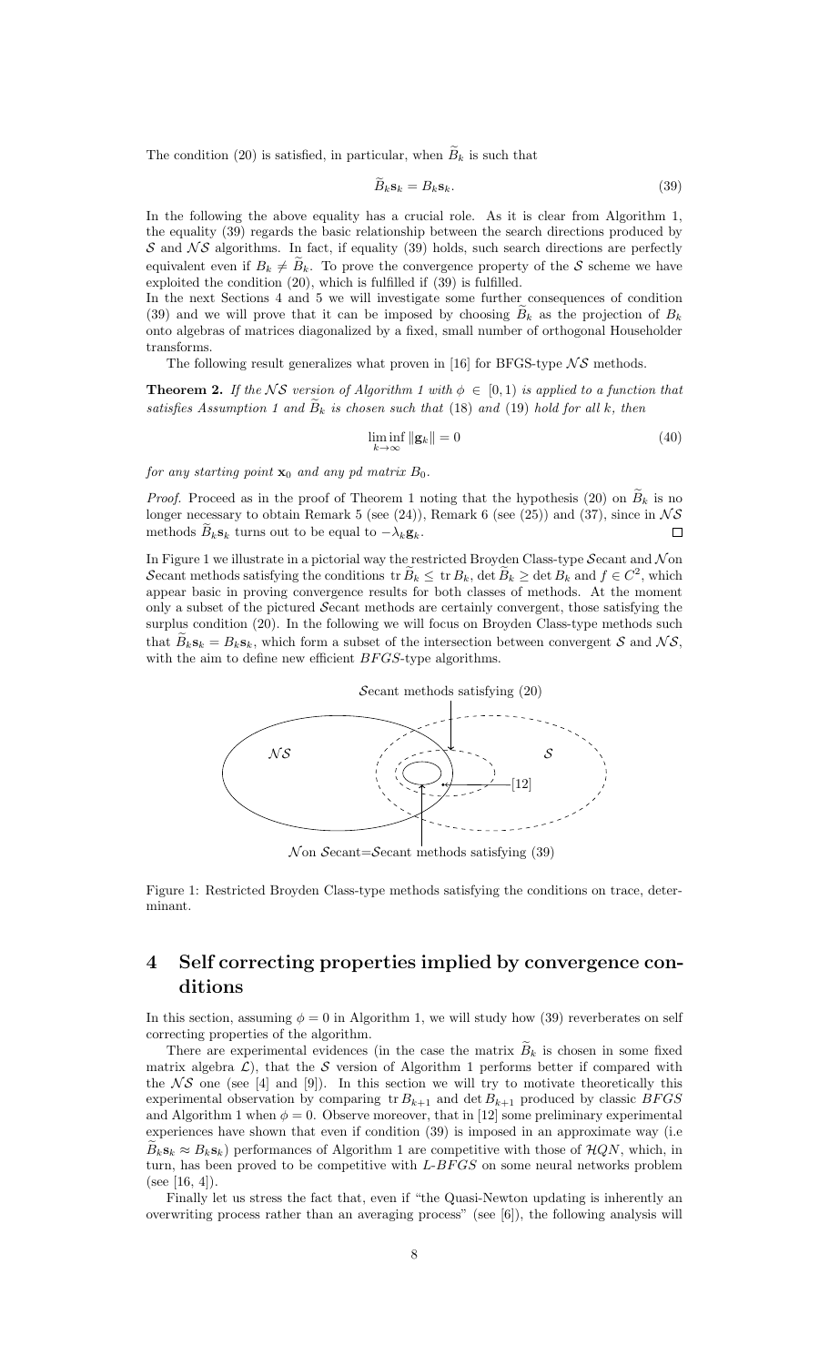The condition (20) is satisfied, in particular, when $\widetilde{B}_k$ is such that

$$\widetilde{B}_k \mathbf{s}_k = B_k \mathbf{s}_k. \tag{39}$$

In the following the above equality has a crucial role. As it is clear from Algorithm 1, the equality (39) regards the basic relationship between the search directions produced by $\mathcal{S}$ and $\mathcal{NS}$ algorithms. In fact, if equality (39) holds, such search directions are perfectly equivalent even if $B_k \neq \widetilde{B}_k$. To prove the convergence property of the $\mathcal{S}$ scheme we have exploited the condition (20), which is fulfilled if (39) is fulfilled.

In the next Sections 4 and 5 we will investigate some further consequences of condition (39) and we will prove that it can be imposed by choosing $\widetilde{B}_k$ as the projection of $B_k$ onto algebras of matrices diagonalized by a fixed, small number of orthogonal Householder transforms.

The following result generalizes what proven in [16] for BFGS-type $\mathcal{NS}$ methods.

**Theorem 2.** *If the $\mathcal{NS}$ version of Algorithm 1 with $\phi \in [0, 1)$ is applied to a function that satisfies Assumption 1 and $\widetilde{B}_k$ is chosen such that* (18) *and* (19) *hold for all $k$, then*

$$\liminf_{k\to\infty} \|\mathbf{g}_k\| = 0 \tag{40}$$

*for any starting point $\mathbf{x}_0$ and any pd matrix $B_0$.*

*Proof.* Proceed as in the proof of Theorem 1 noting that the hypothesis (20) on $\widetilde{B}_k$ is no longer necessary to obtain Remark 5 (see (24)), Remark 6 (see (25)) and (37), since in $\mathcal{NS}$ methods $\widetilde{B}_k \mathbf{s}_k$ turns out to be equal to $-\lambda_k \mathbf{g}_k$. ∎

In Figure 1 we illustrate in a pictorial way the restricted Broyden Class-type $\mathcal{S}$ecant and $\mathcal{N}$on $\mathcal{S}$ecant methods satisfying the conditions $\operatorname{tr} \widetilde{B}_k \leq \operatorname{tr} B_k$, $\det \widetilde{B}_k \geq \det B_k$ and $f \in C^2$, which appear basic in proving convergence results for both classes of methods. At the moment only a subset of the pictured $\mathcal{S}$ecant methods are certainly convergent, those satisfying the surplus condition (20). In the following we will focus on Broyden Class-type methods such that $\widetilde{B}_k \mathbf{s}_k = B_k \mathbf{s}_k$, which form a subset of the intersection between convergent $\mathcal{S}$ and $\mathcal{NS}$, with the aim to define new efficient *BFGS*-type algorithms.

$\mathcal{S}$ecant methods satisfying (20)

$\mathcal{NS}$ $\mathcal{S}$ [12]

$\mathcal{N}$on $\mathcal{S}$ecant=$\mathcal{S}$ecant methods satisfying (39)

Figure 1: Restricted Broyden Class-type methods satisfying the conditions on trace, determinant.

# 4 Self correcting properties implied by convergence conditions

In this section, assuming $\phi = 0$ in Algorithm 1, we will study how (39) reverberates on self correcting properties of the algorithm.

There are experimental evidences (in the case the matrix $\widetilde{B}_k$ is chosen in some fixed matrix algebra $\mathcal{L}$), that the $\mathcal{S}$ version of Algorithm 1 performs better if compared with the $\mathcal{NS}$ one (see [4] and [9]). In this section we will try to motivate theoretically this experimental observation by comparing $\operatorname{tr} B_{k+1}$ and $\det B_{k+1}$ produced by classic *BFGS* and Algorithm 1 when $\phi = 0$. Observe moreover, that in [12] some preliminary experimental experiences have shown that even if condition (39) is imposed in an approximate way (i.e $\widetilde{B}_k \mathbf{s}_k \approx B_k \mathbf{s}_k$) performances of Algorithm 1 are competitive with those of $\mathcal{H}QN$, which, in turn, has been proved to be competitive with *L-BFGS* on some neural networks problem (see [16, 4]).

Finally let us stress the fact that, even if "the Quasi-Newton updating is inherently an overwriting process rather than an averaging process" (see [6]), the following analysis will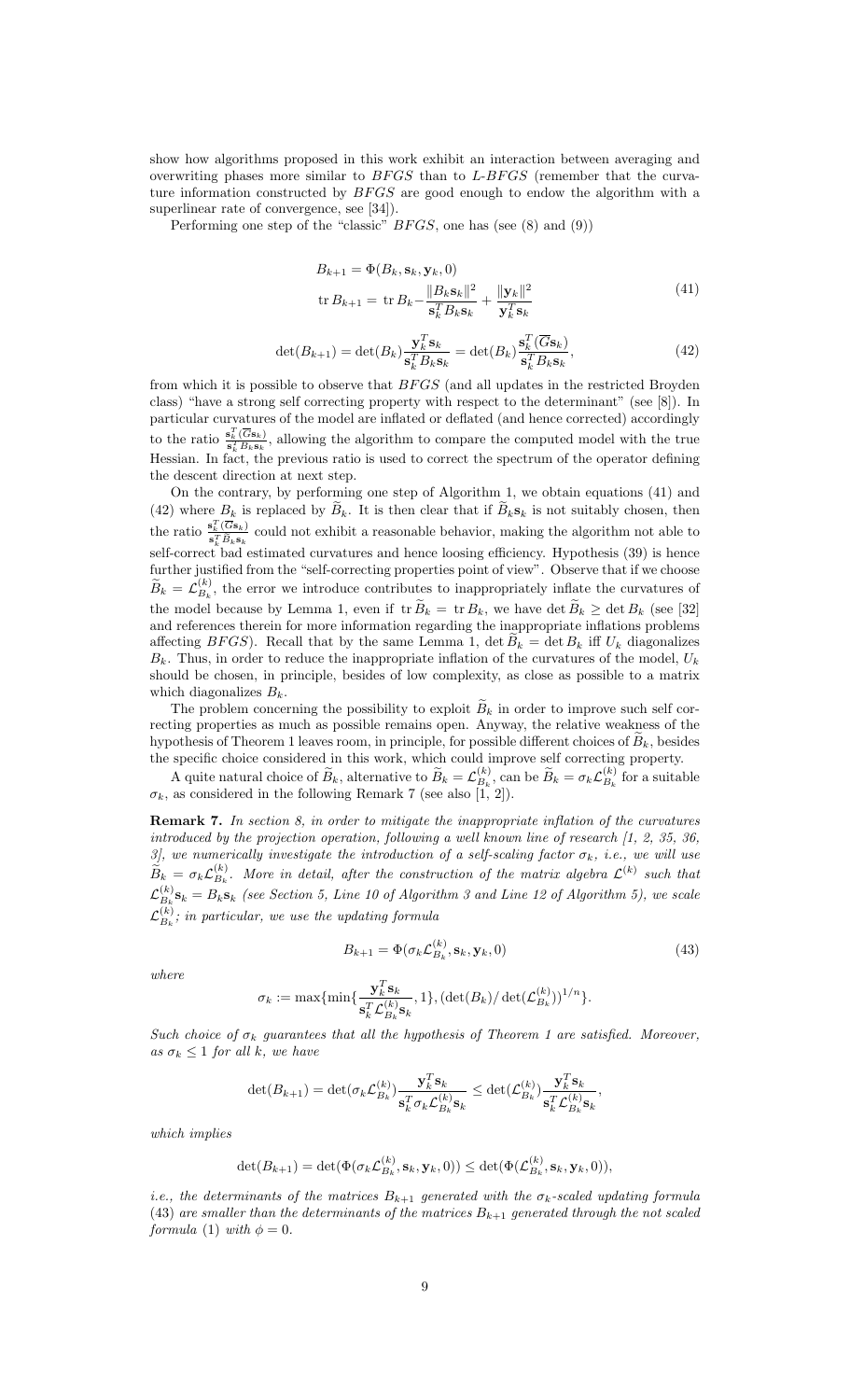show how algorithms proposed in this work exhibit an interaction between averaging and overwriting phases more similar to *BFGS* than to *L-BFGS* (remember that the curvature information constructed by *BFGS* are good enough to endow the algorithm with a superlinear rate of convergence, see [34]).

Performing one step of the "classic" *BFGS*, one has (see (8) and (9))

$$
\begin{aligned}
B_{k+1} &= \Phi(B_k, \mathbf{s}_k, \mathbf{y}_k, 0) \\
\operatorname{tr} B_{k+1} &= \operatorname{tr} B_k - \frac{\|B_k \mathbf{s}_k\|^2}{\mathbf{s}_k^T B_k \mathbf{s}_k} + \frac{\|\mathbf{y}_k\|^2}{\mathbf{y}_k^T \mathbf{s}_k}
\end{aligned}
\tag{41}
$$

$$
\det(B_{k+1}) = \det(B_k) \frac{\mathbf{y}_k^T \mathbf{s}_k}{\mathbf{s}_k^T B_k \mathbf{s}_k} = \det(B_k) \frac{\mathbf{s}_k^T (\overline{G} \mathbf{s}_k)}{\mathbf{s}_k^T B_k \mathbf{s}_k},
\tag{42}
$$

from which it is possible to observe that *BFGS* (and all updates in the restricted Broyden class) "have a strong self correcting property with respect to the determinant" (see [8]). In particular curvatures of the model are inflated or deflated (and hence corrected) accordingly to the ratio $\frac{\mathbf{s}_k^T(\overline{G}\mathbf{s}_k)}{\mathbf{s}_k^T B_k \mathbf{s}_k}$, allowing the algorithm to compare the computed model with the true Hessian. In fact, the previous ratio is used to correct the spectrum of the operator defining the descent direction at next step.

On the contrary, by performing one step of Algorithm 1, we obtain equations (41) and (42) where $B_k$ is replaced by $\widetilde{B}_k$. It is then clear that if $\widetilde{B}_k \mathbf{s}_k$ is not suitably chosen, then the ratio $\frac{\mathbf{s}_k^T(\overline{G}\mathbf{s}_k)}{\mathbf{s}_k^T \widetilde{B}_k \mathbf{s}_k}$ could not exhibit a reasonable behavior, making the algorithm not able to self-correct bad estimated curvatures and hence loosing efficiency. Hypothesis (39) is hence further justified from the "self-correcting properties point of view". Observe that if we choose $\widetilde{B}_k = \mathcal{L}_{B_k}^{(k)}$, the error we introduce contributes to inappropriately inflate the curvatures of the model because by Lemma 1, even if $\operatorname{tr} \widetilde{B}_k = \operatorname{tr} B_k$, we have $\det \widetilde{B}_k \geq \det B_k$ (see [32] and references therein for more information regarding the inappropriate inflations problems affecting *BFGS*). Recall that by the same Lemma 1, $\det \widetilde{B}_k = \det B_k$ iff $U_k$ diagonalizes $B_k$. Thus, in order to reduce the inappropriate inflation of the curvatures of the model, $U_k$ should be chosen, in principle, besides of low complexity, as close as possible to a matrix which diagonalizes $B_k$.

The problem concerning the possibility to exploit $\widetilde{B}_k$ in order to improve such self correcting properties as much as possible remains open. Anyway, the relative weakness of the hypothesis of Theorem 1 leaves room, in principle, for possible different choices of $\widetilde{B}_k$, besides the specific choice considered in this work, which could improve self correcting property.

A quite natural choice of $\widetilde{B}_k$, alternative to $\widetilde{B}_k = \mathcal{L}_{B_k}^{(k)}$, can be $\widetilde{B}_k = \sigma_k \mathcal{L}_{B_k}^{(k)}$ for a suitable $\sigma_k$, as considered in the following Remark 7 (see also [1, 2]).

**Remark 7.** *In section 8, in order to mitigate the inappropriate inflation of the curvatures introduced by the projection operation, following a well known line of research [1, 2, 35, 36, 3], we numerically investigate the introduction of a self-scaling factor* $\sigma_k$*, i.e., we will use* $\widetilde{B}_k = \sigma_k \mathcal{L}_{B_k}^{(k)}$*. More in detail, after the construction of the matrix algebra* $\mathcal{L}^{(k)}$ *such that* $\mathcal{L}_{B_k}^{(k)} \mathbf{s}_k = B_k \mathbf{s}_k$ *(see Section 5, Line 10 of Algorithm 3 and Line 12 of Algorithm 5), we scale* $\mathcal{L}_{B_k}^{(k)}$*; in particular, we use the updating formula*

$$
B_{k+1} = \Phi(\sigma_k \mathcal{L}_{B_k}^{(k)}, \mathbf{s}_k, \mathbf{y}_k, 0)
\tag{43}
$$

*where*

$$
\sigma_k := \max\{\min\{\frac{\mathbf{y}_k^T \mathbf{s}_k}{\mathbf{s}_k^T \mathcal{L}_{B_k}^{(k)} \mathbf{s}_k}, 1\}, (\det(B_k)/\det(\mathcal{L}_{B_k}^{(k)}))^{1/n}\}.
$$

*Such choice of* $\sigma_k$ *guarantees that all the hypothesis of Theorem 1 are satisfied. Moreover, as* $\sigma_k \leq 1$ *for all* $k$*, we have*

$$
\det(B_{k+1}) = \det(\sigma_k \mathcal{L}_{B_k}^{(k)}) \frac{\mathbf{y}_k^T \mathbf{s}_k}{\mathbf{s}_k^T \sigma_k \mathcal{L}_{B_k}^{(k)} \mathbf{s}_k} \leq \det(\mathcal{L}_{B_k}^{(k)}) \frac{\mathbf{y}_k^T \mathbf{s}_k}{\mathbf{s}_k^T \mathcal{L}_{B_k}^{(k)} \mathbf{s}_k},
$$

*which implies*

$$
\det(B_{k+1}) = \det(\Phi(\sigma_k \mathcal{L}_{B_k}^{(k)}, \mathbf{s}_k, \mathbf{y}_k, 0)) \leq \det(\Phi(\mathcal{L}_{B_k}^{(k)}, \mathbf{s}_k, \mathbf{y}_k, 0)),
$$

*i.e., the determinants of the matrices* $B_{k+1}$ *generated with the* $\sigma_k$*-scaled updating formula* (43) *are smaller than the determinants of the matrices* $B_{k+1}$ *generated through the not scaled formula* (1) *with* $\phi = 0$*.*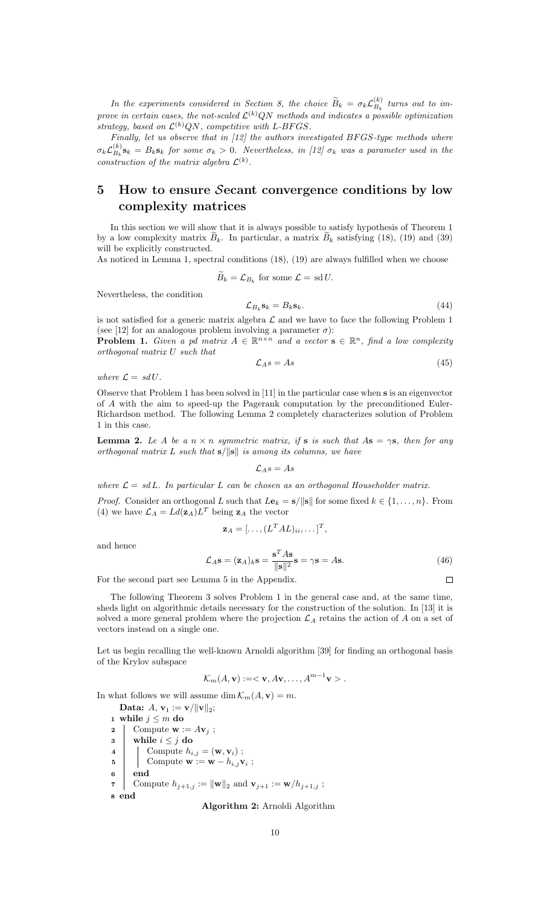*In the experiments considered in Section 8, the choice $\widetilde{B}_k = \sigma_k \mathcal{L}^{(k)}_{B_k}$ turns out to improve in certain cases, the not-scaled $\mathcal{L}^{(k)}QN$ methods and indicates a possible optimization strategy, based on $\mathcal{L}^{(k)}QN$, competitive with L-BFGS.*

*Finally, let us observe that in [12] the authors investigated BFGS-type methods where $\sigma_k \mathcal{L}^{(k)}_{B_k}\mathbf{s}_k = B_k\mathbf{s}_k$ for some $\sigma_k > 0$. Nevertheless, in [12] $\sigma_k$ was a parameter used in the construction of the matrix algebra $\mathcal{L}^{(k)}$.*

# 5 How to ensure $\mathcal{S}$ecant convergence conditions by low complexity matrices

In this section we will show that it is always possible to satisfy hypothesis of Theorem 1 by a low complexity matrix $\widetilde{B}_k$. In particular, a matrix $\widetilde{B}_k$ satisfying (18), (19) and (39) will be explicitly constructed.
As noticed in Lemma 1, spectral conditions (18), (19) are always fulfilled when we choose

$$\widetilde{B}_k = \mathcal{L}_{B_k} \text{ for some } \mathcal{L} = \mathrm{sd}\, U.$$

Nevertheless, the condition

$$\mathcal{L}_{B_k}\mathbf{s}_k = B_k\mathbf{s}_k. \tag{44}$$

is not satisfied for a generic matrix algebra $\mathcal{L}$ and we have to face the following Problem 1 (see [12] for an analogous problem involving a parameter $\sigma$):

**Problem 1.** *Given a pd matrix $A \in \mathbb{R}^{n\times n}$ and a vector $\mathbf{s} \in \mathbb{R}^n$, find a low complexity orthogonal matrix $U$ such that*

$$\mathcal{L}_A s = As \tag{45}$$

*where $\mathcal{L} = \mathrm{sd}\, U$.*

Observe that Problem 1 has been solved in [11] in the particular case when $\mathbf{s}$ is an eigenvector of $A$ with the aim to speed-up the Pagerank computation by the preconditioned Euler-Richardson method. The following Lemma 2 completely characterizes solution of Problem 1 in this case.

**Lemma 2.** *Le $A$ be a $n\times n$ symmetric matrix, if $\mathbf{s}$ is such that $A\mathbf{s} = \gamma\mathbf{s}$, then for any orthogonal matrix $L$ such that $\mathbf{s}/\|\mathbf{s}\|$ is among its columns, we have*

$$\mathcal{L}_A s = As$$

*where $\mathcal{L} = \mathrm{sd}\, L$. In particular $L$ can be chosen as an orthogonal Householder matrix.*

*Proof.* Consider an orthogonal $L$ such that $L\mathbf{e}_k = \mathbf{s}/\|\mathbf{s}\|$ for some fixed $k \in \{1,\ldots,n\}$. From (4) we have $\mathcal{L}_A = Ld(\mathbf{z}_A)L^T$ being $\mathbf{z}_A$ the vector

$$\mathbf{z}_A = [\ldots,(L^TAL)_{ii},\ldots]^T,$$

and hence

$$\mathcal{L}_A\mathbf{s} = (\mathbf{z}_A)_k\mathbf{s} = \frac{\mathbf{s}^TA\mathbf{s}}{\|\mathbf{s}\|^2}\mathbf{s} = \gamma\mathbf{s} = A\mathbf{s}. \tag{46}$$

For the second part see Lemma 5 in the Appendix. $\square$

The following Theorem 3 solves Problem 1 in the general case and, at the same time, sheds light on algorithmic details necessary for the construction of the solution. In [13] it is solved a more general problem where the projection $\mathcal{L}_A$ retains the action of $A$ on a set of vectors instead on a single one.

Let us begin recalling the well-known Arnoldi algorithm [39] for finding an orthogonal basis of the Krylov subspace

$$\mathcal{K}_m(A,\mathbf{v}) := <\mathbf{v}, A\mathbf{v},\ldots,A^{m-1}\mathbf{v}>.$$

In what follows we will assume $\dim \mathcal{K}_m(A,\mathbf{v}) = m$.

```
   Data: A, v_1 := v/||v||_2;
1  while j ≤ m do
2      Compute w := A v_j ;
3      while i ≤ j do
4          Compute h_{i,j} = (w, v_i) ;
5          Compute w := w − h_{i,j} v_i ;
6      end
7      Compute h_{j+1,j} := ||w||_2 and v_{j+1} := w/h_{j+1,j} ;
8  end
```

**Algorithm 2:** Arnoldi Algorithm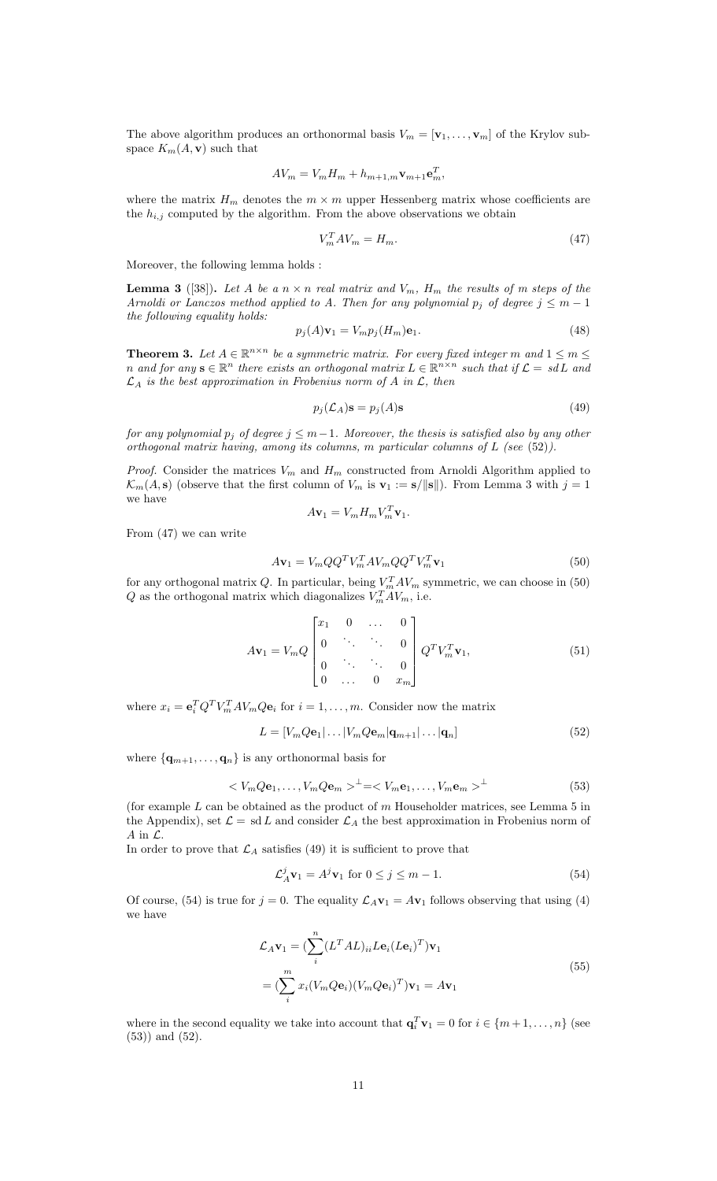The above algorithm produces an orthonormal basis $V_m = [\mathbf{v}_1, \ldots, \mathbf{v}_m]$ of the Krylov subspace $K_m(A, \mathbf{v})$ such that

$$AV_m = V_m H_m + h_{m+1,m}\mathbf{v}_{m+1}\mathbf{e}_m^T,$$

where the matrix $H_m$ denotes the $m \times m$ upper Hessenberg matrix whose coefficients are the $h_{i,j}$ computed by the algorithm. From the above observations we obtain

$$V_m^T A V_m = H_m. \tag{47}$$

Moreover, the following lemma holds :

**Lemma 3** ([38]). *Let $A$ be a $n \times n$ real matrix and $V_m$, $H_m$ the results of $m$ steps of the Arnoldi or Lanczos method applied to $A$. Then for any polynomial $p_j$ of degree $j \leq m-1$ the following equality holds:*

$$p_j(A)\mathbf{v}_1 = V_m p_j(H_m)\mathbf{e}_1. \tag{48}$$

**Theorem 3.** *Let $A \in \mathbb{R}^{n\times n}$ be a symmetric matrix. For every fixed integer $m$ and $1 \leq m \leq n$ and for any $\mathbf{s} \in \mathbb{R}^n$ there exists an orthogonal matrix $L \in \mathbb{R}^{n\times n}$ such that if $\mathcal{L} = sd\, L$ and $\mathcal{L}_A$ is the best approximation in Frobenius norm of $A$ in $\mathcal{L}$, then*

$$p_j(\mathcal{L}_A)\mathbf{s} = p_j(A)\mathbf{s} \tag{49}$$

*for any polynomial $p_j$ of degree $j \leq m-1$. Moreover, the thesis is satisfied also by any other orthogonal matrix having, among its columns, $m$ particular columns of $L$ (see (52)).*

*Proof.* Consider the matrices $V_m$ and $H_m$ constructed from Arnoldi Algorithm applied to $\mathcal{K}_m(A, \mathbf{s})$ (observe that the first column of $V_m$ is $\mathbf{v}_1 := \mathbf{s}/\|\mathbf{s}\|$). From Lemma 3 with $j = 1$ we have

$$A\mathbf{v}_1 = V_m H_m V_m^T \mathbf{v}_1.$$

From (47) we can write

$$A\mathbf{v}_1 = V_m Q Q^T V_m^T A V_m Q Q^T V_m^T \mathbf{v}_1 \tag{50}$$

for any orthogonal matrix $Q$. In particular, being $V_m^T A V_m$ symmetric, we can choose in (50) $Q$ as the orthogonal matrix which diagonalizes $V_m^T A V_m$, i.e.

$$A\mathbf{v}_1 = V_m Q \begin{bmatrix} x_1 & 0 & \ldots & 0 \\ 0 & \ddots & \ddots & 0 \\ 0 & \ddots & \ddots & 0 \\ 0 & \ldots & 0 & x_m \end{bmatrix} Q^T V_m^T \mathbf{v}_1, \tag{51}$$

where $x_i = \mathbf{e}_i^T Q^T V_m^T A V_m Q \mathbf{e}_i$ for $i = 1, \ldots, m$. Consider now the matrix

$$L = [V_m Q\mathbf{e}_1 | \ldots | V_m Q \mathbf{e}_m | \mathbf{q}_{m+1} | \ldots | \mathbf{q}_n] \tag{52}$$

where $\{\mathbf{q}_{m+1}, \ldots, \mathbf{q}_n\}$ is any orthonormal basis for

$$< V_m Q\mathbf{e}_1, \ldots, V_m Q \mathbf{e}_m >^{\perp} = < V_m \mathbf{e}_1, \ldots, V_m \mathbf{e}_m >^{\perp} \tag{53}$$

(for example $L$ can be obtained as the product of $m$ Householder matrices, see Lemma 5 in the Appendix), set $\mathcal{L} = \mathrm{sd}\, L$ and consider $\mathcal{L}_A$ the best approximation in Frobenius norm of $A$ in $\mathcal{L}$.
In order to prove that $\mathcal{L}_A$ satisfies (49) it is sufficient to prove that

$$\mathcal{L}_A^j \mathbf{v}_1 = A^j \mathbf{v}_1 \text{ for } 0 \leq j \leq m-1. \tag{54}$$

Of course, (54) is true for $j = 0$. The equality $\mathcal{L}_A \mathbf{v}_1 = A\mathbf{v}_1$ follows observing that using (4) we have

$$\begin{aligned} \mathcal{L}_A \mathbf{v}_1 &= (\sum_i^n (L^T A L)_{ii} L\mathbf{e}_i (L\mathbf{e}_i)^T)\mathbf{v}_1 \\ &= (\sum_i^m x_i (V_m Q \mathbf{e}_i)(V_m Q\mathbf{e}_i)^T)\mathbf{v}_1 = A\mathbf{v}_1 \end{aligned} \tag{55}$$

where in the second equality we take into account that $\mathbf{q}_i^T \mathbf{v}_1 = 0$ for $i \in \{m+1, \ldots, n\}$ (see (53)) and (52).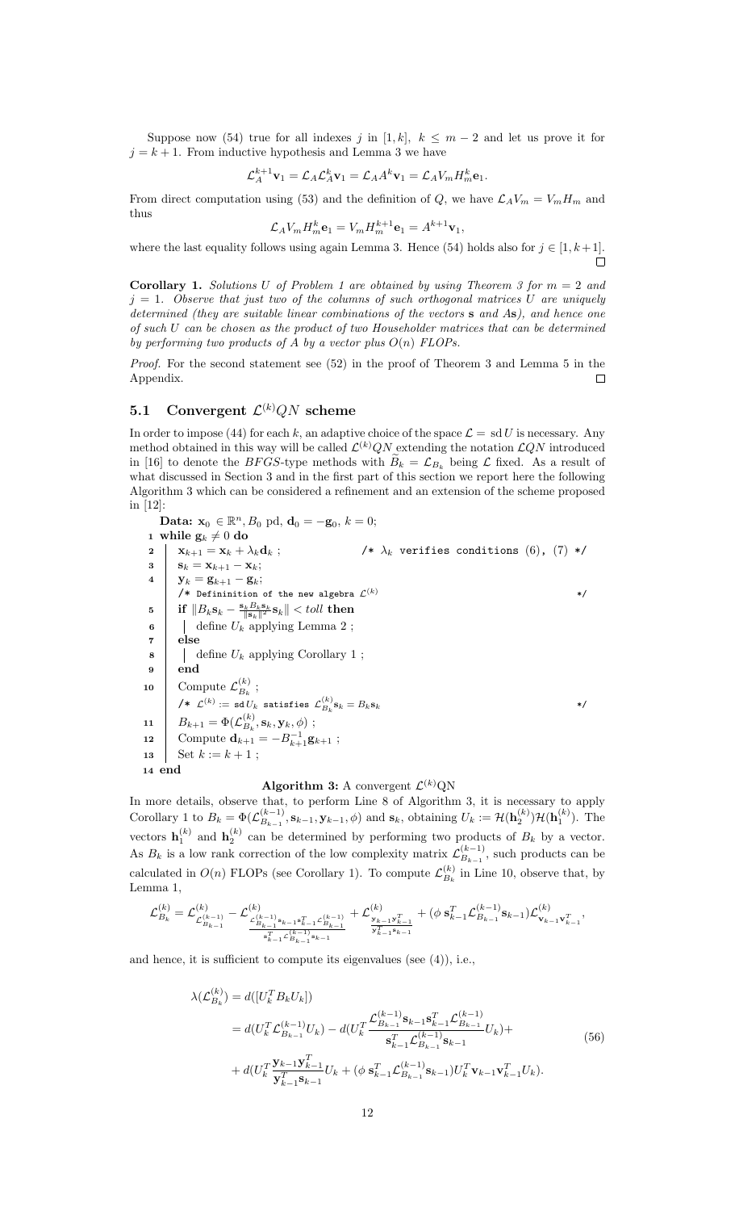Suppose now (54) true for all indexes $j$ in $[1,k]$, $k \le m-2$ and let us prove it for $j = k+1$. From inductive hypothesis and Lemma 3 we have

$$\mathcal{L}_A^{k+1}\mathbf{v}_1 = \mathcal{L}_A\mathcal{L}_A^k\mathbf{v}_1 = \mathcal{L}_A A^k\mathbf{v}_1 = \mathcal{L}_A V_m H_m^k \mathbf{e}_1.$$

From direct computation using (53) and the definition of $Q$, we have $\mathcal{L}_A V_m = V_m H_m$ and thus

$$\mathcal{L}_A V_m H_m^k \mathbf{e}_1 = V_m H_m^{k+1}\mathbf{e}_1 = A^{k+1}\mathbf{v}_1,$$

where the last equality follows using again Lemma 3. Hence (54) holds also for $j \in [1, k+1]$. $\square$

**Corollary 1.** *Solutions $U$ of Problem 1 are obtained by using Theorem 3 for $m = 2$ and $j = 1$. Observe that just two of the columns of such orthogonal matrices $U$ are uniquely determined (they are suitable linear combinations of the vectors $\mathbf{s}$ and $A\mathbf{s}$), and hence one of such $U$ can be chosen as the product of two Householder matrices that can be determined by performing two products of $A$ by a vector plus $O(n)$ FLOPs.*

*Proof.* For the second statement see (52) in the proof of Theorem 3 and Lemma 5 in the Appendix. $\square$

### 5.1 Convergent $\mathcal{L}^{(k)}QN$ scheme

In order to impose (44) for each $k$, an adaptive choice of the space $\mathcal{L} = \mathrm{sd}\, U$ is necessary. Any method obtained in this way will be called $\mathcal{L}^{(k)}QN$ extending the notation $\mathcal{L}QN$ introduced in [16] to denote the $BFGS$-type methods with $\widetilde{B}_k = \mathcal{L}_{B_k}$ being $\mathcal{L}$ fixed. As a result of what discussed in Section 3 and in the first part of this section we report here the following Algorithm 3 which can be considered a refinement and an extension of the scheme proposed in [12]:

**Data:** $\mathbf{x}_0 \in \mathbb{R}^n, B_0$ pd, $\mathbf{d}_0 = -\mathbf{g}_0$, $k = 0$;

```
1  while g_k ≠ 0 do
2      x_{k+1} = x_k + λ_k d_k ;              /* λ_k verifies conditions (6), (7) */
3      s_k = x_{k+1} − x_k;
4      y_k = g_{k+1} − g_k;
       /* Defininition of the new algebra L^(k)                              */
5      if ‖B_k s_k − (s_k B_k s_k / ‖s_k‖²) s_k‖ < toll then
6          define U_k applying Lemma 2 ;
7      else
8          define U_k applying Corollary 1 ;
9      end
10     Compute L^(k)_{B_k} ;
       /* L^(k) := sd U_k satisfies L^(k)_{B_k} s_k = B_k s_k                 */
11     B_{k+1} = Φ(L^(k)_{B_k}, s_k, y_k, φ) ;
12     Compute d_{k+1} = −B_{k+1}^{-1} g_{k+1} ;
13     Set k := k + 1 ;
14 end
```

**Algorithm 3:** A convergent $\mathcal{L}^{(k)}$QN

In more details, observe that, to perform Line 8 of Algorithm 3, it is necessary to apply Corollary 1 to $B_k = \Phi(\mathcal{L}^{(k-1)}_{B_{k-1}}, \mathbf{s}_{k-1}, \mathbf{y}_{k-1}, \phi)$ and $\mathbf{s}_k$, obtaining $U_k := \mathcal{H}(\mathbf{h}_2^{(k)})\mathcal{H}(\mathbf{h}_1^{(k)})$. The vectors $\mathbf{h}_1^{(k)}$ and $\mathbf{h}_2^{(k)}$ can be determined by performing two products of $B_k$ by a vector. As $B_k$ is a low rank correction of the low complexity matrix $\mathcal{L}^{(k-1)}_{B_{k-1}}$, such products can be calculated in $O(n)$ FLOPs (see Corollary 1). To compute $\mathcal{L}^{(k)}_{B_k}$ in Line 10, observe that, by Lemma 1,

$$\mathcal{L}^{(k)}_{B_k} = \mathcal{L}^{(k)}_{\mathcal{L}^{(k-1)}_{B_{k-1}}} - \mathcal{L}^{(k)}_{\frac{\mathcal{L}^{(k-1)}_{B_{k-1}}\mathbf{s}_{k-1}\mathbf{s}_{k-1}^T\mathcal{L}^{(k-1)}_{B_{k-1}}}{\mathbf{s}_{k-1}^T\mathcal{L}^{(k-1)}_{B_{k-1}}\mathbf{s}_{k-1}}} + \mathcal{L}^{(k)}_{\frac{\mathbf{y}_{k-1}\mathbf{y}_{k-1}^T}{\mathbf{y}_{k-1}^T\mathbf{s}_{k-1}}} + (\phi\ \mathbf{s}_{k-1}^T\mathcal{L}^{(k-1)}_{B_{k-1}}\mathbf{s}_{k-1})\mathcal{L}^{(k)}_{\mathbf{v}_{k-1}\mathbf{v}_{k-1}^T},$$

and hence, it is sufficient to compute its eigenvalues (see (4)), i.e.,

$$\begin{aligned}
\lambda(\mathcal{L}^{(k)}_{B_k}) &= d([U_k^T B_k U_k]) \\
&= d(U_k^T\mathcal{L}^{(k-1)}_{B_{k-1}}U_k) - d(U_k^T\frac{\mathcal{L}^{(k-1)}_{B_{k-1}}\mathbf{s}_{k-1}\mathbf{s}_{k-1}^T\mathcal{L}^{(k-1)}_{B_{k-1}}}{\mathbf{s}_{k-1}^T\mathcal{L}^{(k-1)}_{B_{k-1}}\mathbf{s}_{k-1}}U_k)+ \\
&\quad + d(U_k^T\frac{\mathbf{y}_{k-1}\mathbf{y}_{k-1}^T}{\mathbf{y}_{k-1}^T\mathbf{s}_{k-1}}U_k + (\phi\ \mathbf{s}_{k-1}^T\mathcal{L}^{(k-1)}_{B_{k-1}}\mathbf{s}_{k-1})U_k^T\mathbf{v}_{k-1}\mathbf{v}_{k-1}^T U_k).
\end{aligned} \tag{56}$$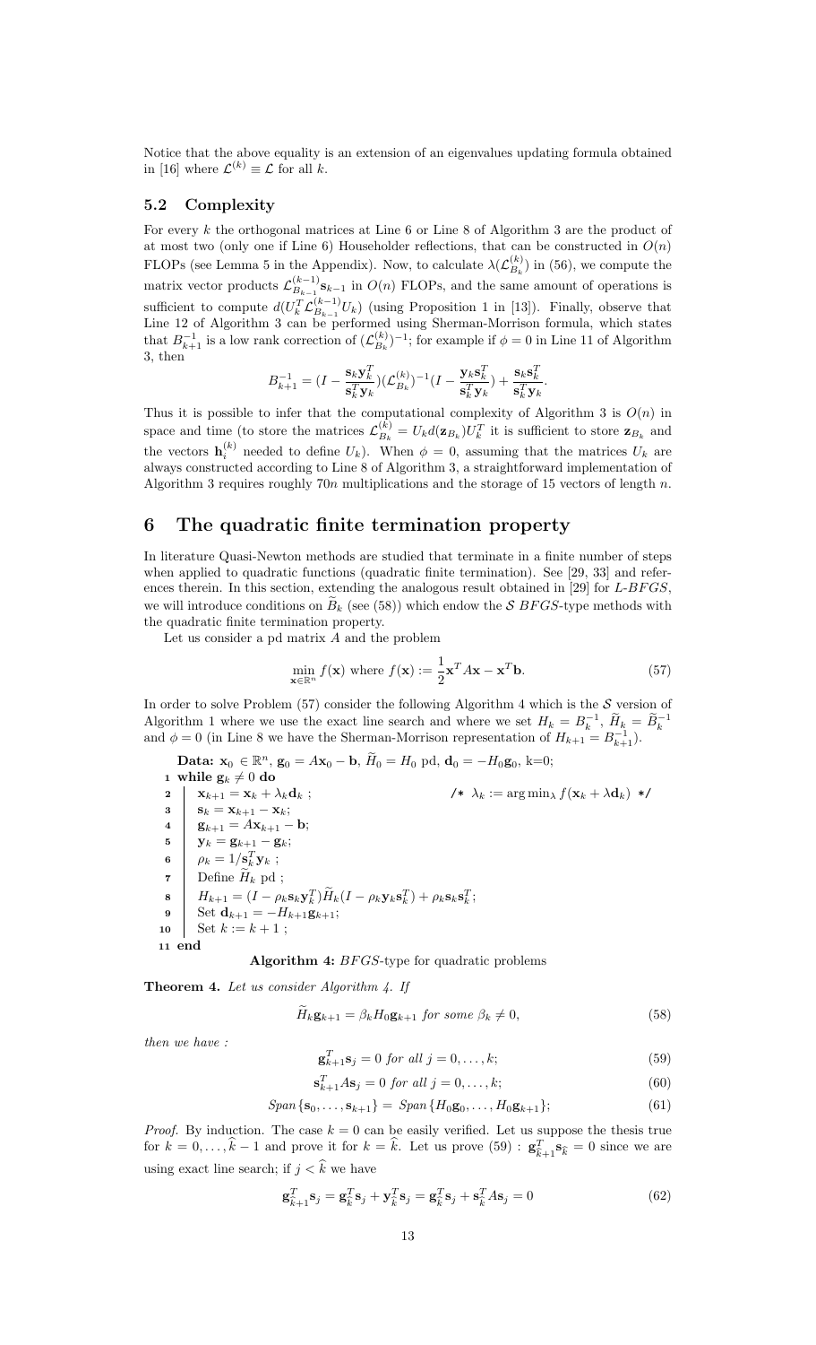Notice that the above equality is an extension of an eigenvalues updating formula obtained in [16] where $\mathcal{L}^{(k)} \equiv \mathcal{L}$ for all $k$.

### 5.2 Complexity

For every $k$ the orthogonal matrices at Line 6 or Line 8 of Algorithm 3 are the product of at most two (only one if Line 6) Householder reflections, that can be constructed in $O(n)$ FLOPs (see Lemma 5 in the Appendix). Now, to calculate $\lambda(\mathcal{L}^{(k)}_{B_k})$ in (56), we compute the matrix vector products $\mathcal{L}^{(k-1)}_{B_{k-1}}\mathbf{s}_{k-1}$ in $O(n)$ FLOPs, and the same amount of operations is sufficient to compute $d(U_k^T\mathcal{L}^{(k-1)}_{B_{k-1}}U_k)$ (using Proposition 1 in [13]). Finally, observe that Line 12 of Algorithm 3 can be performed using Sherman-Morrison formula, which states that $B_{k+1}^{-1}$ is a low rank correction of $(\mathcal{L}^{(k)}_{B_k})^{-1}$; for example if $\phi = 0$ in Line 11 of Algorithm 3, then

$$B_{k+1}^{-1} = \left(I - \frac{\mathbf{s}_k\mathbf{y}_k^T}{\mathbf{s}_k^T\mathbf{y}_k}\right)(\mathcal{L}^{(k)}_{B_k})^{-1}\left(I - \frac{\mathbf{y}_k\mathbf{s}_k^T}{\mathbf{s}_k^T\mathbf{y}_k}\right) + \frac{\mathbf{s}_k\mathbf{s}_k^T}{\mathbf{s}_k^T\mathbf{y}_k}.$$

Thus it is possible to infer that the computational complexity of Algorithm 3 is $O(n)$ in space and time (to store the matrices $\mathcal{L}^{(k)}_{B_k} = U_k d(\mathbf{z}_{B_k})U_k^T$ it is sufficient to store $\mathbf{z}_{B_k}$ and the vectors $\mathbf{h}_i^{(k)}$ needed to define $U_k$). When $\phi = 0$, assuming that the matrices $U_k$ are always constructed according to Line 8 of Algorithm 3, a straightforward implementation of Algorithm 3 requires roughly $70n$ multiplications and the storage of 15 vectors of length $n$.

## 6 The quadratic finite termination property

In literature Quasi-Newton methods are studied that terminate in a finite number of steps when applied to quadratic functions (quadratic finite termination). See [29, 33] and references therein. In this section, extending the analogous result obtained in [29] for *L-BFGS*, we will introduce conditions on $\widetilde{B}_k$ (see (58)) which endow the $\mathcal{S}$ *BFGS*-type methods with the quadratic finite termination property.

Let us consider a pd matrix $A$ and the problem

$$\min_{\mathbf{x}\in\mathbb{R}^n} f(\mathbf{x}) \text{ where } f(\mathbf{x}) := \frac{1}{2}\mathbf{x}^TA\mathbf{x} - \mathbf{x}^T\mathbf{b}. \tag{57}$$

In order to solve Problem (57) consider the following Algorithm 4 which is the $\mathcal{S}$ version of Algorithm 1 where we use the exact line search and where we set $H_k = B_k^{-1}$, $\widetilde{H}_k = \widetilde{B}_k^{-1}$ and $\phi = 0$ (in Line 8 we have the Sherman-Morrison representation of $H_{k+1} = B_{k+1}^{-1}$).

```
Data: x_0 ∈ R^n, g_0 = A x_0 − b, H̃_0 = H_0 pd, d_0 = −H_0 g_0, k=0;
1  while g_k ≠ 0 do
2      x_{k+1} = x_k + λ_k d_k ;          /* λ_k := arg min_λ f(x_k + λ d_k) */
3      s_k = x_{k+1} − x_k;
4      g_{k+1} = A x_{k+1} − b;
5      y_k = g_{k+1} − g_k;
6      ρ_k = 1/s_k^T y_k ;
7      Define H̃_k pd ;
8      H_{k+1} = (I − ρ_k s_k y_k^T) H̃_k (I − ρ_k y_k s_k^T) + ρ_k s_k s_k^T;
9      Set d_{k+1} = −H_{k+1} g_{k+1};
10     Set k := k + 1 ;
11 end
```

**Algorithm 4:** *BFGS*-type for quadratic problems

**Theorem 4.** *Let us consider Algorithm 4. If*

$$\widetilde{H}_k\mathbf{g}_{k+1} = \beta_k H_0\mathbf{g}_{k+1} \text{ for some } \beta_k \neq 0, \tag{58}$$

*then we have :*

$$\mathbf{g}_{k+1}^T\mathbf{s}_j = 0 \text{ for all } j = 0, \ldots, k; \tag{59}$$

$$\mathbf{s}_{k+1}^TA\mathbf{s}_j = 0 \text{ for all } j = 0, \ldots, k; \tag{60}$$

$$\mathit{Span}\{\mathbf{s}_0, \ldots, \mathbf{s}_{k+1}\} = \mathit{Span}\{H_0\mathbf{g}_0, \ldots, H_0\mathbf{g}_{k+1}\}; \tag{61}$$

*Proof.* By induction. The case $k = 0$ can be easily verified. Let us suppose the thesis true for $k = 0, \ldots, \widehat{k} - 1$ and prove it for $k = \widehat{k}$. Let us prove (59) : $\mathbf{g}_{\widehat{k}+1}^T\mathbf{s}_{\widehat{k}} = 0$ since we are using exact line search; if $j < \widehat{k}$ we have

$$\mathbf{g}_{\widehat{k}+1}^T\mathbf{s}_j = \mathbf{g}_{\widehat{k}}^T\mathbf{s}_j + \mathbf{y}_{\widehat{k}}^T\mathbf{s}_j = \mathbf{g}_{\widehat{k}}^T\mathbf{s}_j + \mathbf{s}_{\widehat{k}}^TA\mathbf{s}_j = 0 \tag{62}$$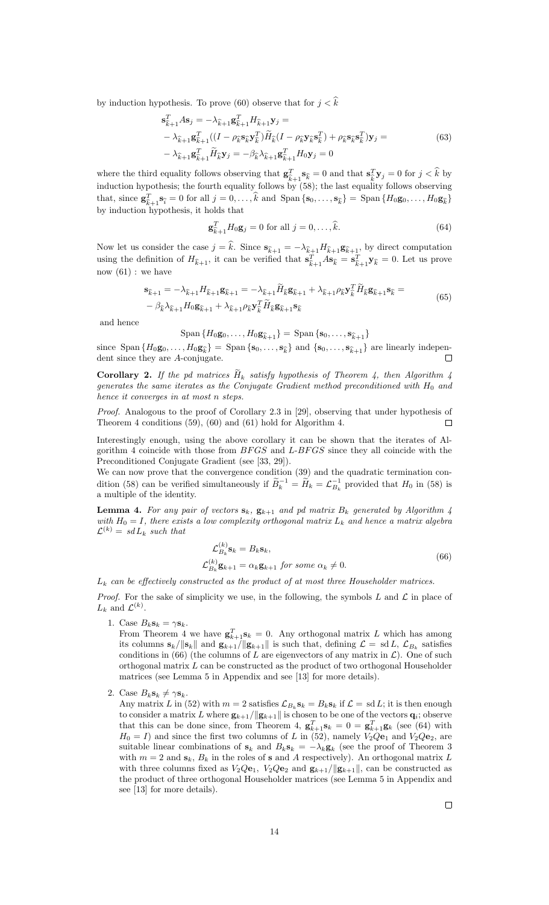by induction hypothesis. To prove (60) observe that for $j < \widehat{k}$

$$
\begin{aligned}
&\mathbf{s}_{\widehat{k}+1}^T A\mathbf{s}_j = -\lambda_{\widehat{k}+1}\mathbf{g}_{\widehat{k}+1}^T H_{\widehat{k}+1}\mathbf{y}_j = \\
&-\lambda_{\widehat{k}+1}\mathbf{g}_{\widehat{k}+1}^T((I-\rho_{\widehat{k}}\mathbf{s}_{\widehat{k}}\mathbf{y}_{\widehat{k}}^T)\widetilde{H}_{\widehat{k}}(I-\rho_{\widehat{k}}\mathbf{y}_{\widehat{k}}\mathbf{s}_{\widehat{k}}^T)+\rho_{\widehat{k}}\mathbf{s}_{\widehat{k}}\mathbf{s}_{\widehat{k}}^T)\mathbf{y}_j = \\
&-\lambda_{\widehat{k}+1}\mathbf{g}_{\widehat{k}+1}^T\widetilde{H}_{\widehat{k}}\mathbf{y}_j = -\beta_{\widehat{k}}\lambda_{\widehat{k}+1}\mathbf{g}_{\widehat{k}+1}^T H_0\mathbf{y}_j = 0
\end{aligned}
\tag{63}
$$

where the third equality follows observing that $\mathbf{g}_{\widehat{k}+1}^T\mathbf{s}_{\widehat{k}} = 0$ and that $\mathbf{s}_{\widehat{k}}^T\mathbf{y}_j = 0$ for $j < \widehat{k}$ by induction hypothesis; the fourth equality follows by (58); the last equality follows observing that, since $\mathbf{g}_{\widehat{k}+1}^T\mathbf{s}_{\widehat{\imath}} = 0$ for all $j = 0,\ldots,\widehat{k}$ and $\text{Span}\{\mathbf{s}_0,\ldots,\mathbf{s}_{\widehat{k}}\} = \text{Span}\{H_0\mathbf{g}_0,\ldots,H_0\mathbf{g}_{\widehat{k}}\}$ by induction hypothesis, it holds that

$$
\mathbf{g}_{\widehat{k}+1}^T H_0\mathbf{g}_j = 0 \text{ for all } j = 0,\ldots,\widehat{k}. \tag{64}
$$

Now let us consider the case $j = \widehat{k}$. Since $\mathbf{s}_{\widehat{k}+1} = -\lambda_{\widehat{k}+1}H_{\widehat{k}+1}\mathbf{g}_{\widehat{k}+1}$, by direct computation using the definition of $H_{\widehat{k}+1}$, it can be verified that $\mathbf{s}_{\widehat{k}+1}^T A\mathbf{s}_{\widehat{k}} = \mathbf{s}_{\widehat{k}+1}^T\mathbf{y}_{\widehat{k}} = 0$. Let us prove now (61) : we have

$$
\begin{aligned}
&\mathbf{s}_{\widehat{k}+1} = -\lambda_{\widehat{k}+1}H_{\widehat{k}+1}\mathbf{g}_{\widehat{k}+1} = -\lambda_{\widehat{k}+1}\widetilde{H}_{\widehat{k}}\mathbf{g}_{\widehat{k}+1} + \lambda_{\widehat{k}+1}\rho_{\widehat{k}}\mathbf{y}_{\widehat{k}}^T\widetilde{H}_{\widehat{k}}\mathbf{g}_{\widehat{k}+1}\mathbf{s}_{\widehat{k}} = \\
&-\beta_{\widehat{k}}\lambda_{\widehat{k}+1}H_0\mathbf{g}_{\widehat{k}+1} + \lambda_{\widehat{k}+1}\rho_{\widehat{k}}\mathbf{y}_{\widehat{k}}^T\widetilde{H}_{\widehat{k}}\mathbf{g}_{\widehat{k}+1}\mathbf{s}_{\widehat{k}}
\end{aligned}
\tag{65}
$$

and hence

$$
\text{Span}\{H_0\mathbf{g}_0,\ldots,H_0\mathbf{g}_{\widehat{k}+1}\} = \text{Span}\{\mathbf{s}_0,\ldots,\mathbf{s}_{\widehat{k}+1}\}
$$

since $\text{Span}\{H_0\mathbf{g}_0,\ldots,H_0\mathbf{g}_{\widehat{k}}\} = \text{Span}\{\mathbf{s}_0,\ldots,\mathbf{s}_{\widehat{k}}\}$ and $\{\mathbf{s}_0,\ldots,\mathbf{s}_{\widehat{k}+1}\}$ are linearly independent since they are $A$-conjugate. □

**Corollary 2.** *If the pd matrices $\widetilde{H}_k$ satisfy hypothesis of Theorem 4, then Algorithm 4 generates the same iterates as the Conjugate Gradient method preconditioned with $H_0$ and hence it converges in at most $n$ steps.*

*Proof.* Analogous to the proof of Corollary 2.3 in [29], observing that under hypothesis of Theorem 4 conditions (59), (60) and (61) hold for Algorithm 4. □

Interestingly enough, using the above corollary it can be shown that the iterates of Algorithm 4 coincide with those from *BFGS* and *L-BFGS* since they all coincide with the Preconditioned Conjugate Gradient (see [33, 29]).
We can now prove that the convergence condition (39) and the quadratic termination condition (58) can be verified simultaneously if $\widetilde{B}_k^{-1} = \widetilde{H}_k = \mathcal{L}_{B_k}^{-1}$ provided that $H_0$ in (58) is a multiple of the identity.

**Lemma 4.** *For any pair of vectors $\mathbf{s}_k$, $\mathbf{g}_{k+1}$ and pd matrix $B_k$ generated by Algorithm 4 with $H_0 = I$, there exists a low complexity orthogonal matrix $L_k$ and hence a matrix algebra $\mathcal{L}^{(k)} = sd\,L_k$ such that*

$$
\begin{aligned}
&\mathcal{L}_{B_k}^{(k)}\mathbf{s}_k = B_k\mathbf{s}_k, \\
&\mathcal{L}_{B_k}^{(k)}\mathbf{g}_{k+1} = \alpha_k\mathbf{g}_{k+1} \text{ for some } \alpha_k \neq 0.
\end{aligned}
\tag{66}
$$

*$L_k$ can be effectively constructed as the product of at most three Householder matrices.*

*Proof.* For the sake of simplicity we use, in the following, the symbols $L$ and $\mathcal{L}$ in place of $L_k$ and $\mathcal{L}^{(k)}$.

1. Case $B_k\mathbf{s}_k = \gamma\mathbf{s}_k$.
   From Theorem 4 we have $\mathbf{g}_{k+1}^T\mathbf{s}_k = 0$. Any orthogonal matrix $L$ which has among its columns $\mathbf{s}_k/\|\mathbf{s}_k\|$ and $\mathbf{g}_{k+1}/\|\mathbf{g}_{k+1}\|$ is such that, defining $\mathcal{L} = \text{sd}\,L$, $\mathcal{L}_{B_k}$ satisfies conditions in (66) (the columns of $L$ are eigenvectors of any matrix in $\mathcal{L}$). One of such orthogonal matrix $L$ can be constructed as the product of two orthogonal Householder matrices (see Lemma 5 in Appendix and see [13] for more details).

2. Case $B_k\mathbf{s}_k \neq \gamma\mathbf{s}_k$.
   Any matrix $L$ in (52) with $m = 2$ satisfies $\mathcal{L}_{B_k}\mathbf{s}_k = B_k\mathbf{s}_k$ if $\mathcal{L} = \text{sd}\,L$; it is then enough to consider a matrix $L$ where $\mathbf{g}_{k+1}/\|\mathbf{g}_{k+1}\|$ is chosen to be one of the vectors $\mathbf{q}_i$; observe that this can be done since, from Theorem 4, $\mathbf{g}_{k+1}^T\mathbf{s}_k = 0 = \mathbf{g}_{k+1}^T\mathbf{g}_k$ (see (64) with $H_0 = I$) and since the first two columns of $L$ in (52), namely $V_2Q\mathbf{e}_1$ and $V_2Q\mathbf{e}_2$, are suitable linear combinations of $\mathbf{s}_k$ and $B_k\mathbf{s}_k = -\lambda_k\mathbf{g}_k$ (see the proof of Theorem 3 with $m = 2$ and $\mathbf{s}_k$, $B_k$ in the roles of $\mathbf{s}$ and $A$ respectively). An orthogonal matrix $L$ with three columns fixed as $V_2Q\mathbf{e}_1$, $V_2Q\mathbf{e}_2$ and $\mathbf{g}_{k+1}/\|\mathbf{g}_{k+1}\|$, can be constructed as the product of three orthogonal Householder matrices (see Lemma 5 in Appendix and see [13] for more details).

□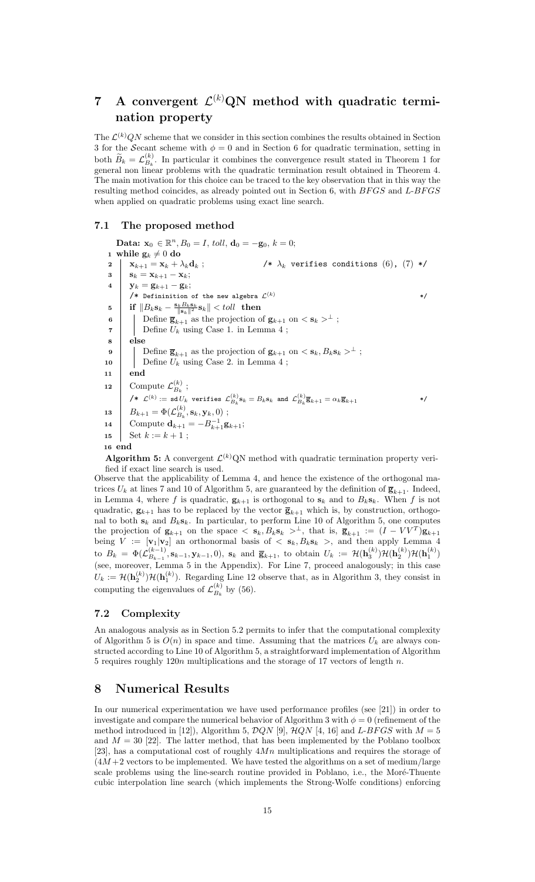# 7 A convergent $\mathcal{L}^{(k)}$QN method with quadratic termination property

The $\mathcal{L}^{(k)}QN$ scheme that we consider in this section combines the results obtained in Section 3 for the $\mathcal{S}$ecant scheme with $\phi = 0$ and in Section 6 for quadratic termination, setting in both $\widetilde{B}_k = \mathcal{L}^{(k)}_{B_k}$. In particular it combines the convergence result stated in Theorem 1 for general non linear problems with the quadratic termination result obtained in Theorem 4. The main motivation for this choice can be traced to the key observation that in this way the resulting method coincides, as already pointed out in Section 6, with *BFGS* and *L-BFGS* when applied on quadratic problems using exact line search.

## 7.1 The proposed method

```
    Data: x_0 ∈ R^n, B_0 = I, toll, d_0 = -g_0, k = 0;
 1  while g_k ≠ 0 do
 2      x_{k+1} = x_k + λ_k d_k ;                /* λ_k verifies conditions (6), (7) */
 3      s_k = x_{k+1} - x_k;
 4      y_k = g_{k+1} - g_k;
        /* Defininition of the new algebra L^(k)                                    */
 5      if ||B_k s_k - (s_k B_k s_k / ||s_k||^2) s_k|| < toll then
 6          Define ḡ_{k+1} as the projection of g_{k+1} on < s_k >^⊥ ;
 7          Define U_k using Case 1. in Lemma 4 ;
 8      else
 9          Define ḡ_{k+1} as the projection of g_{k+1} on < s_k, B_k s_k >^⊥ ;
10          Define U_k using Case 2. in Lemma 4 ;
11      end
12      Compute L^(k)_{B_k} ;
        /* L^(k) := sd U_k verifies L^(k)_{B_k} s_k = B_k s_k and L^(k)_{B_k} ḡ_{k+1} = α_k ḡ_{k+1} */
13      B_{k+1} = Φ(L^(k)_{B_k}, s_k, y_k, 0) ;
14      Compute d_{k+1} = -B_{k+1}^{-1} g_{k+1};
15      Set k := k + 1 ;
16  end
```

**Algorithm 5:** A convergent $\mathcal{L}^{(k)}$QN method with quadratic termination property verified if exact line search is used.

Observe that the applicability of Lemma 4, and hence the existence of the orthogonal matrices $U_k$ at lines 7 and 10 of Algorithm 5, are guaranteed by the definition of $\overline{\mathbf{g}}_{k+1}$. Indeed, in Lemma 4, where $f$ is quadratic, $\mathbf{g}_{k+1}$ is orthogonal to $\mathbf{s}_k$ and to $B_k\mathbf{s}_k$. When $f$ is not quadratic, $\mathbf{g}_{k+1}$ has to be replaced by the vector $\overline{\mathbf{g}}_{k+1}$ which is, by construction, orthogonal to both $\mathbf{s}_k$ and $B_k\mathbf{s}_k$. In particular, to perform Line 10 of Algorithm 5, one computes the projection of $\mathbf{g}_{k+1}$ on the space $< \mathbf{s}_k, B_k\mathbf{s}_k >^{\perp}$, that is, $\overline{\mathbf{g}}_{k+1} := (I - VV^T)\mathbf{g}_{k+1}$ being $V := [\mathbf{v}_1|\mathbf{v}_2]$ an orthonormal basis of $< \mathbf{s}_k, B_k\mathbf{s}_k >$, and then apply Lemma 4 to $B_k = \Phi(\mathcal{L}^{(k-1)}_{B_{k-1}}, \mathbf{s}_{k-1}, \mathbf{y}_{k-1}, 0)$, $\mathbf{s}_k$ and $\overline{\mathbf{g}}_{k+1}$, to obtain $U_k := \mathcal{H}(\mathbf{h}_3^{(k)})\mathcal{H}(\mathbf{h}_2^{(k)})\mathcal{H}(\mathbf{h}_1^{(k)})$ (see, moreover, Lemma 5 in the Appendix). For Line 7, proceed analogously; in this case $U_k := \mathcal{H}(\mathbf{h}_2^{(k)})\mathcal{H}(\mathbf{h}_1^{(k)})$. Regarding Line 12 observe that, as in Algorithm 3, they consist in computing the eigenvalues of $\mathcal{L}^{(k)}_{B_k}$ by (56).

## 7.2 Complexity

An analogous analysis as in Section 5.2 permits to infer that the computational complexity of Algorithm 5 is $O(n)$ in space and time. Assuming that the matrices $U_k$ are always constructed according to Line 10 of Algorithm 5, a straightforward implementation of Algorithm 5 requires roughly $120n$ multiplications and the storage of 17 vectors of length $n$.

# 8 Numerical Results

In our numerical experimentation we have used performance profiles (see [21]) in order to investigate and compare the numerical behavior of Algorithm 3 with $\phi = 0$ (refinement of the method introduced in [12]), Algorithm 5, $\mathcal{D}QN$ [9], $\mathcal{H}QN$ [4, 16] and *L-BFGS* with $M = 5$ and $M = 30$ [22]. The latter method, that has been implemented by the Poblano toolbox [23], has a computational cost of roughly $4Mn$ multiplications and requires the storage of $(4M+2$ vectors to be implemented. We have tested the algorithms on a set of medium/large scale problems using the line-search routine provided in Poblano, i.e., the Moré-Thuente cubic interpolation line search (which implements the Strong-Wolfe conditions) enforcing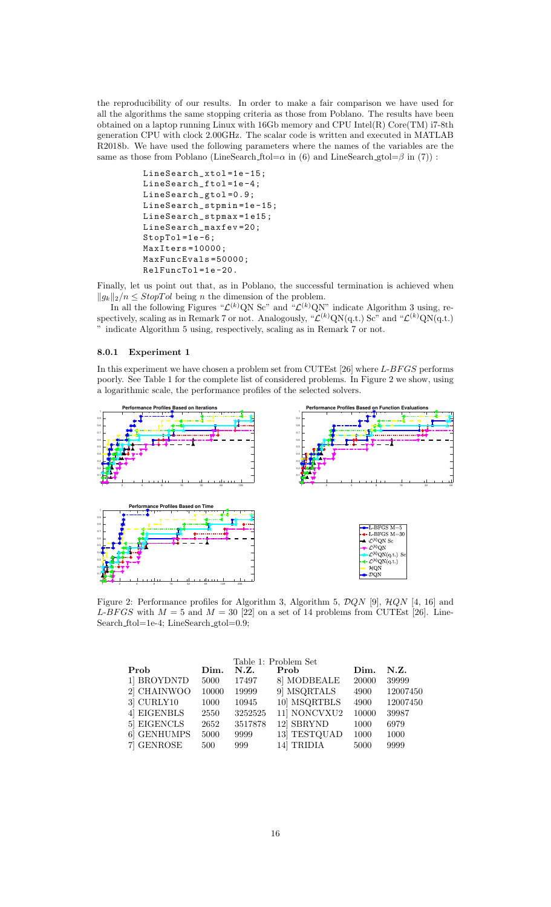the reproducibility of our results. In order to make a fair comparison we have used for all the algorithms the same stopping criteria as those from Poblano. The results have been obtained on a laptop running Linux with 16Gb memory and CPU Intel(R) Core(TM) i7-8th generation CPU with clock 2.00GHz. The scalar code is written and executed in MATLAB R2018b. We have used the following parameters where the names of the variables are the same as those from Poblano (LineSearch_ftol=$\alpha$ in (6) and LineSearch_gtol=$\beta$ in (7)) :

```
LineSearch_xtol=1e-15;
LineSearch_ftol=1e-4;
LineSearch_gtol=0.9;
LineSearch_stpmin=1e-15;
LineSearch_stpmax=1e15;
LineSearch_maxfev=20;
StopTol=1e-6;
MaxIters=10000;
MaxFuncEvals=50000;
RelFuncTol=1e-20.
```

Finally, let us point out that, as in Poblano, the successful termination is achieved when $\|g_k\|_2/n \leq StopTol$ being $n$ the dimension of the problem.

In all the following Figures "$\mathcal{L}^{(k)}$QN Sc" and "$\mathcal{L}^{(k)}$QN" indicate Algorithm 3 using, respectively, scaling as in Remark 7 or not. Analogously, "$\mathcal{L}^{(k)}$QN(q.t.) Sc" and "$\mathcal{L}^{(k)}$QN(q.t.) " indicate Algorithm 5 using, respectively, scaling as in Remark 7 or not.

### 8.0.1 Experiment 1

In this experiment we have chosen a problem set from CUTEst [26] where *L-BFGS* performs poorly. See Table 1 for the complete list of considered problems. In Figure 2 we show, using a logarithmic scale, the performance profiles of the selected solvers.

Figure 2: Performance profiles for Algorithm 3, Algorithm 5, $\mathcal{D}QN$ [9], $\mathcal{H}QN$ [4, 16] and *L-BFGS* with $M = 5$ and $M = 30$ [22] on a set of 14 problems from CUTEst [26]. LineSearch_ftol=1e-4; LineSearch_gtol=0.9;

Table 1: Problem Set

| Prob | Dim. | N.Z. | Prob | Dim. | N.Z. |
|---|---|---|---|---|---|
| 1] BROYDN7D | 5000 | 17497 | 8] MODBEALE | 20000 | 39999 |
| 2] CHAINWOO | 10000 | 19999 | 9] MSQRTALS | 4900 | 12007450 |
| 3] CURLY10 | 1000 | 10945 | 10] MSQRTBLS | 4900 | 12007450 |
| 4] EIGENBLS | 2550 | 3252525 | 11] NONCVXU2 | 10000 | 39987 |
| 5] EIGENCLS | 2652 | 3517878 | 12] SBRYND | 1000 | 6979 |
| 6] GENHUMPS | 5000 | 9999 | 13] TESTQUAD | 1000 | 1000 |
| 7] GENROSE | 500 | 999 | 14] TRIDIA | 5000 | 9999 |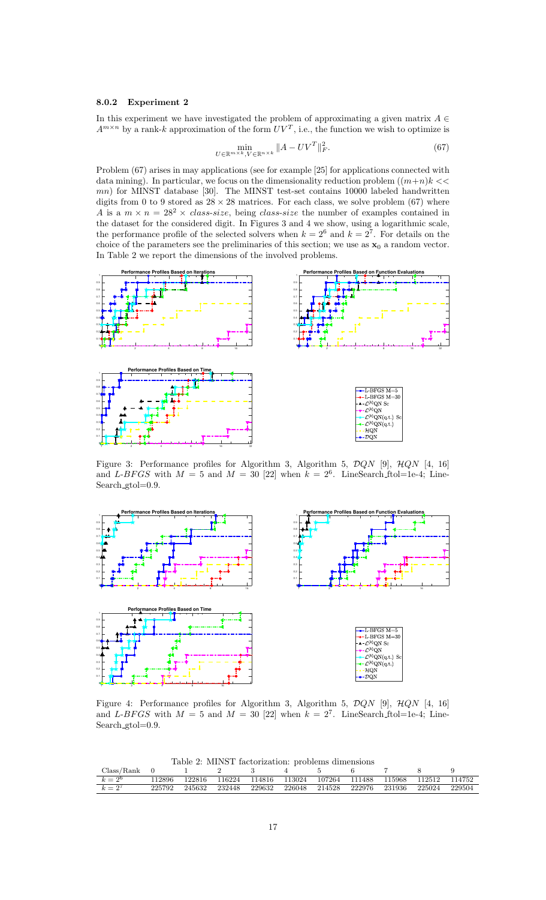#### 8.0.2 Experiment 2

In this experiment we have investigated the problem of approximating a given matrix $A \in A^{m \times n}$ by a rank-$k$ approximation of the form $UV^T$, i.e., the function we wish to optimize is

$$\min_{U \in \mathbb{R}^{m \times k}, V \in \mathbb{R}^{n \times k}} \|A - UV^T\|_F^2. \tag{67}$$

Problem (67) arises in may applications (see for example [25] for applications connected with data mining). In particular, we focus on the dimensionality reduction problem ($(m+n)k << mn$) for MINST database [30]. The MINST test-set contains 10000 labeled handwritten digits from 0 to 9 stored as $28 \times 28$ matrices. For each class, we solve problem (67) where $A$ is a $m \times n = 28^2 \times$ *class-size*, being *class-size* the number of examples contained in the dataset for the considered digit. In Figures 3 and 4 we show, using a logarithmic scale, the performance profile of the selected solvers when $k = 2^6$ and $k = 2^7$. For details on the choice of the parameters see the preliminaries of this section; we use as $\mathbf{x}_0$ a random vector. In Table 2 we report the dimensions of the involved problems.

Figure 3: Performance profiles for Algorithm 3, Algorithm 5, $\mathcal{D}QN$ [9], $\mathcal{H}QN$ [4, 16] and *L-BFGS* with $M = 5$ and $M = 30$ [22] when $k = 2^6$. LineSearch_ftol=1e-4; LineSearch_gtol=0.9.

Figure 4: Performance profiles for Algorithm 3, Algorithm 5, $\mathcal{D}QN$ [9], $\mathcal{H}QN$ [4, 16] and *L-BFGS* with $M = 5$ and $M = 30$ [22] when $k = 2^7$. LineSearch_ftol=1e-4; LineSearch_gtol=0.9.

Table 2: MINST factorization: problems dimensions

| Class/Rank | 0 | 1 | 2 | 3 | 4 | 5 | 6 | 7 | 8 | 9 |
|---|---|---|---|---|---|---|---|---|---|---|
| $k = 2^6$ | 112896 | 122816 | 116224 | 114816 | 113024 | 107264 | 111488 | 115968 | 112512 | 114752 |
| $k = 2^7$ | 225792 | 245632 | 232448 | 229632 | 226048 | 214528 | 222976 | 231936 | 225024 | 229504 |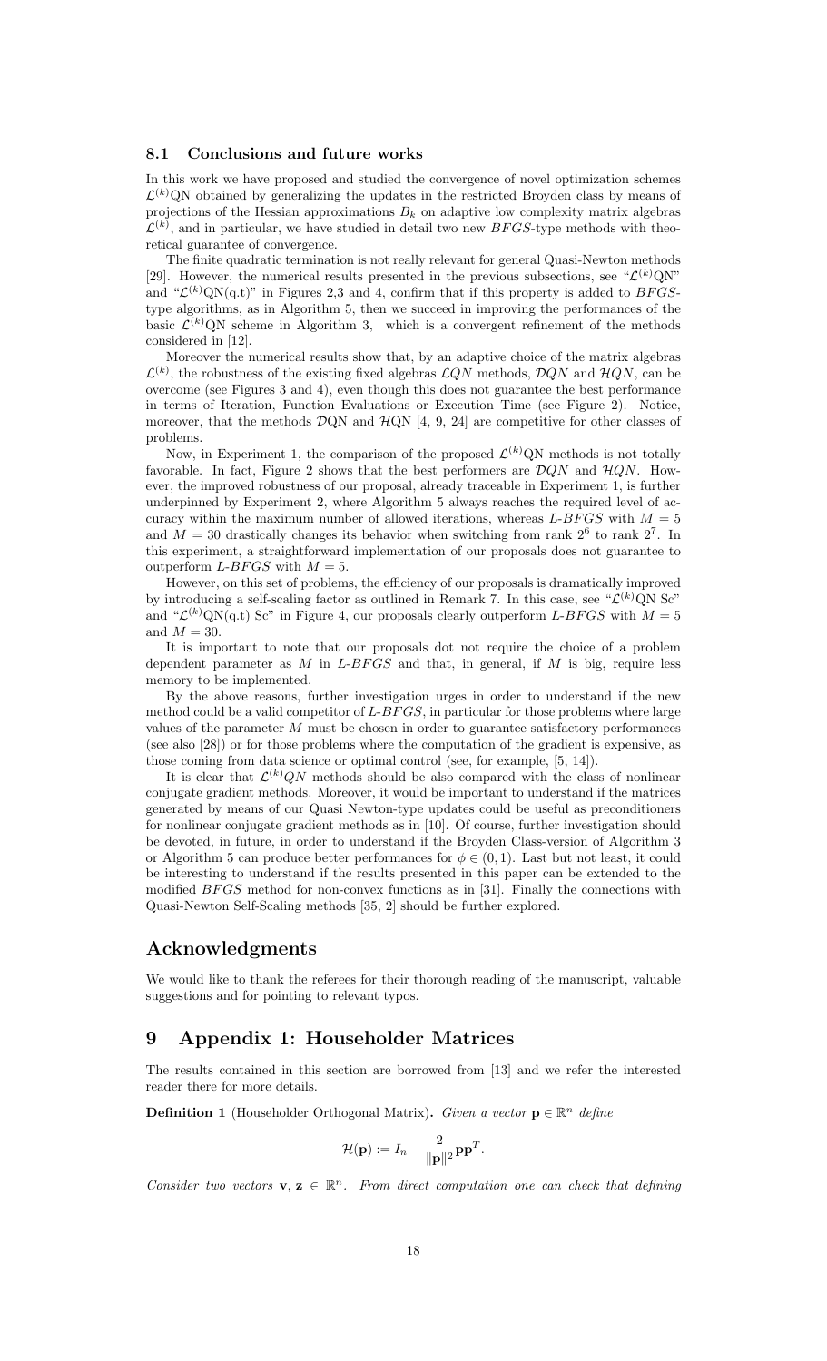### 8.1 Conclusions and future works

In this work we have proposed and studied the convergence of novel optimization schemes $\mathcal{L}^{(k)}$QN obtained by generalizing the updates in the restricted Broyden class by means of projections of the Hessian approximations $B_k$ on adaptive low complexity matrix algebras $\mathcal{L}^{(k)}$, and in particular, we have studied in detail two new $BFGS$-type methods with theoretical guarantee of convergence.

The finite quadratic termination is not really relevant for general Quasi-Newton methods [29]. However, the numerical results presented in the previous subsections, see "$\mathcal{L}^{(k)}$QN" and "$\mathcal{L}^{(k)}$QN(q.t)" in Figures 2,3 and 4, confirm that if this property is added to $BFGS$-type algorithms, as in Algorithm 5, then we succeed in improving the performances of the basic $\mathcal{L}^{(k)}$QN scheme in Algorithm 3, which is a convergent refinement of the methods considered in [12].

Moreover the numerical results show that, by an adaptive choice of the matrix algebras $\mathcal{L}^{(k)}$, the robustness of the existing fixed algebras $\mathcal{L}QN$ methods, $\mathcal{D}QN$ and $\mathcal{H}QN$, can be overcome (see Figures 3 and 4), even though this does not guarantee the best performance in terms of Iteration, Function Evaluations or Execution Time (see Figure 2). Notice, moreover, that the methods $\mathcal{D}$QN and $\mathcal{H}$QN [4, 9, 24] are competitive for other classes of problems.

Now, in Experiment 1, the comparison of the proposed $\mathcal{L}^{(k)}$QN methods is not totally favorable. In fact, Figure 2 shows that the best performers are $\mathcal{D}QN$ and $\mathcal{H}QN$. However, the improved robustness of our proposal, already traceable in Experiment 1, is further underpinned by Experiment 2, where Algorithm 5 always reaches the required level of accuracy within the maximum number of allowed iterations, whereas $L$-$BFGS$ with $M = 5$ and $M = 30$ drastically changes its behavior when switching from rank $2^6$ to rank $2^7$. In this experiment, a straightforward implementation of our proposals does not guarantee to outperform $L$-$BFGS$ with $M = 5$.

However, on this set of problems, the efficiency of our proposals is dramatically improved by introducing a self-scaling factor as outlined in Remark 7. In this case, see "$\mathcal{L}^{(k)}$QN Sc" and "$\mathcal{L}^{(k)}$QN(q.t) Sc" in Figure 4, our proposals clearly outperform $L$-$BFGS$ with $M = 5$ and $M = 30$.

It is important to note that our proposals dot not require the choice of a problem dependent parameter as $M$ in $L$-$BFGS$ and that, in general, if $M$ is big, require less memory to be implemented.

By the above reasons, further investigation urges in order to understand if the new method could be a valid competitor of $L$-$BFGS$, in particular for those problems where large values of the parameter $M$ must be chosen in order to guarantee satisfactory performances (see also [28]) or for those problems where the computation of the gradient is expensive, as those coming from data science or optimal control (see, for example, [5, 14]).

It is clear that $\mathcal{L}^{(k)}QN$ methods should be also compared with the class of nonlinear conjugate gradient methods. Moreover, it would be important to understand if the matrices generated by means of our Quasi Newton-type updates could be useful as preconditioners for nonlinear conjugate gradient methods as in [10]. Of course, further investigation should be devoted, in future, in order to understand if the Broyden Class-version of Algorithm 3 or Algorithm 5 can produce better performances for $\phi \in (0, 1)$. Last but not least, it could be interesting to understand if the results presented in this paper can be extended to the modified $BFGS$ method for non-convex functions as in [31]. Finally the connections with Quasi-Newton Self-Scaling methods [35, 2] should be further explored.

## Acknowledgments

We would like to thank the referees for their thorough reading of the manuscript, valuable suggestions and for pointing to relevant typos.

# 9 Appendix 1: Householder Matrices

The results contained in this section are borrowed from [13] and we refer the interested reader there for more details.

**Definition 1** (Householder Orthogonal Matrix)**.** *Given a vector* $\mathbf{p} \in \mathbb{R}^n$ *define*

$$\mathcal{H}(\mathbf{p}) := I_n - \frac{2}{\|\mathbf{p}\|^2}\mathbf{p}\mathbf{p}^T.$$

*Consider two vectors* $\mathbf{v}, \mathbf{z} \in \mathbb{R}^n$*. From direct computation one can check that defining*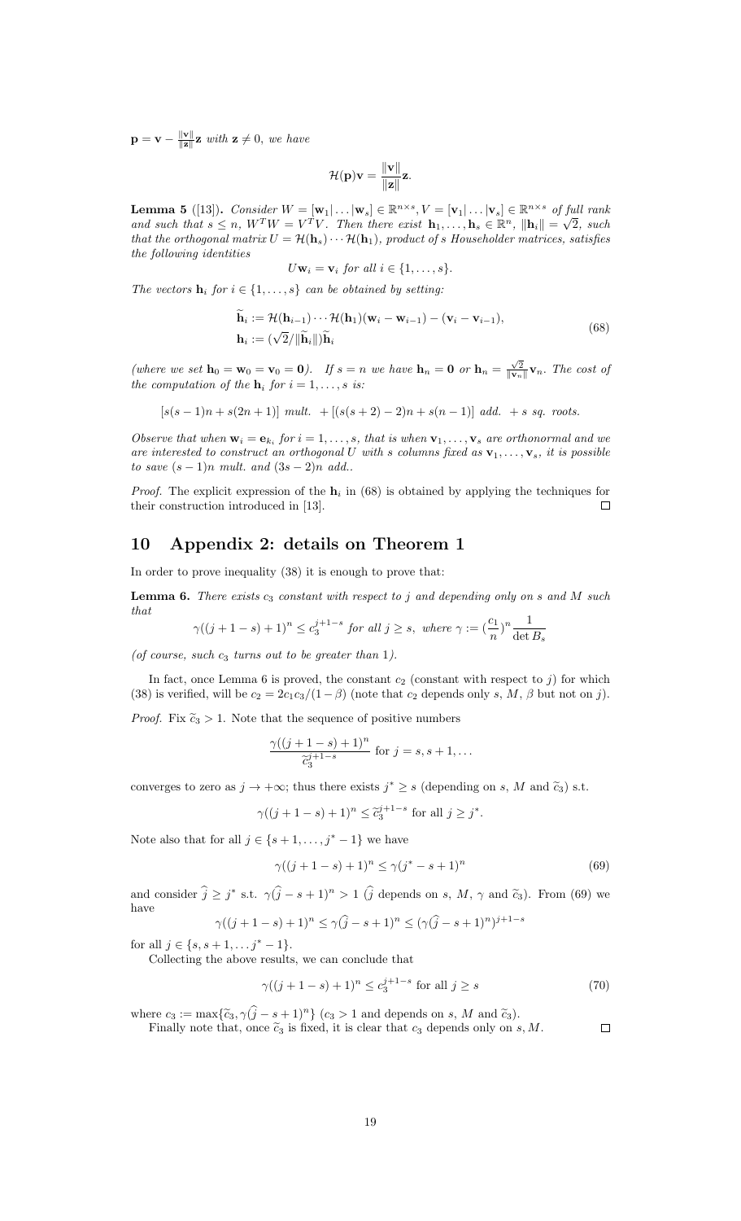$\mathbf{p} = \mathbf{v} - \frac{\|\mathbf{v}\|}{\|\mathbf{z}\|}\mathbf{z}$ *with* $\mathbf{z} \neq 0$, *we have*

$$\mathcal{H}(\mathbf{p})\mathbf{v} = \frac{\|\mathbf{v}\|}{\|\mathbf{z}\|}\mathbf{z}.$$

**Lemma 5** ([13]). *Consider* $W = [\mathbf{w}_1|\dots|\mathbf{w}_s] \in \mathbb{R}^{n\times s}, V = [\mathbf{v}_1|\dots|\mathbf{v}_s] \in \mathbb{R}^{n\times s}$ *of full rank and such that* $s \leq n$, $W^TW = V^TV$. *Then there exist* $\mathbf{h}_1,\dots,\mathbf{h}_s \in \mathbb{R}^n$, $\|\mathbf{h}_i\| = \sqrt{2}$, *such that the orthogonal matrix* $U = \mathcal{H}(\mathbf{h}_s)\cdots\mathcal{H}(\mathbf{h}_1)$, *product of* $s$ *Householder matrices, satisfies the following identities*

$$U\mathbf{w}_i = \mathbf{v}_i \text{ for all } i \in \{1,\dots,s\}.$$

*The vectors* $\mathbf{h}_i$ *for* $i \in \{1,\dots,s\}$ *can be obtained by setting:*

$$\begin{aligned} \widetilde{\mathbf{h}}_i &:= \mathcal{H}(\mathbf{h}_{i-1})\cdots\mathcal{H}(\mathbf{h}_1)(\mathbf{w}_i - \mathbf{w}_{i-1}) - (\mathbf{v}_i - \mathbf{v}_{i-1}), \\ \mathbf{h}_i &:= (\sqrt{2}/\|\widetilde{\mathbf{h}}_i\|)\widetilde{\mathbf{h}}_i \end{aligned} \tag{68}$$

*(where we set* $\mathbf{h}_0 = \mathbf{w}_0 = \mathbf{v}_0 = \mathbf{0}$*). If* $s = n$ *we have* $\mathbf{h}_n = \mathbf{0}$ *or* $\mathbf{h}_n = \frac{\sqrt{2}}{\|\mathbf{v}_n\|}\mathbf{v}_n$. *The cost of the computation of the* $\mathbf{h}_i$ *for* $i = 1,\dots,s$ *is:*

$$[s(s-1)n + s(2n+1)] \text{ mult. } + [(s(s+2)-2)n + s(n-1)] \text{ add. } + s \text{ sq. roots.}$$

*Observe that when* $\mathbf{w}_i = \mathbf{e}_{k_i}$ *for* $i = 1,\dots,s$, *that is when* $\mathbf{v}_1,\dots,\mathbf{v}_s$ *are orthonormal and we are interested to construct an orthogonal* $U$ *with* $s$ *columns fixed as* $\mathbf{v}_1,\dots,\mathbf{v}_s$, *it is possible to save* $(s-1)n$ *mult. and* $(3s-2)n$ *add..*

*Proof.* The explicit expression of the $\mathbf{h}_i$ in (68) is obtained by applying the techniques for their construction introduced in [13]. ∎

## 10 Appendix 2: details on Theorem 1

In order to prove inequality (38) it is enough to prove that:

**Lemma 6.** *There exists* $c_3$ *constant with respect to* $j$ *and depending only on* $s$ *and* $M$ *such that*

$$\gamma((j+1-s)+1)^n \leq c_3^{j+1-s} \text{ for all } j \geq s, \text{ where } \gamma := (\frac{c_1}{n})^n\frac{1}{\det B_s}$$

*(of course, such* $c_3$ *turns out to be greater than* 1*).*

In fact, once Lemma 6 is proved, the constant $c_2$ (constant with respect to $j$) for which (38) is verified, will be $c_2 = 2c_1c_3/(1-\beta)$ (note that $c_2$ depends only $s$, $M$, $\beta$ but not on $j$).

*Proof.* Fix $\widetilde{c}_3 > 1$. Note that the sequence of positive numbers

$$\frac{\gamma((j+1-s)+1)^n}{\widetilde{c}_3^{j+1-s}} \text{ for } j = s, s+1,\dots$$

converges to zero as $j \to +\infty$; thus there exists $j^* \geq s$ (depending on $s$, $M$ and $\widetilde{c}_3$) s.t.

$$\gamma((j+1-s)+1)^n \leq \widetilde{c}_3^{j+1-s} \text{ for all } j \geq j^*.$$

Note also that for all $j \in \{s+1,\dots,j^*-1\}$ we have

$$\gamma((j+1-s)+1)^n \leq \gamma(j^*-s+1)^n \tag{69}$$

and consider $\widehat{j} \geq j^*$ s.t. $\gamma(\widehat{j}-s+1)^n > 1$ ($\widehat{j}$ depends on $s$, $M$, $\gamma$ and $\widetilde{c}_3$). From (69) we have

$$\gamma((j+1-s)+1)^n \leq \gamma(\widehat{j}-s+1)^n \leq (\gamma(\widehat{j}-s+1)^n)^{j+1-s}$$

for all $j \in \{s, s+1,\dots j^*-1\}$.

Collecting the above results, we can conclude that

$$\gamma((j+1-s)+1)^n \leq c_3^{j+1-s} \text{ for all } j \geq s \tag{70}$$

where $c_3 := \max\{\widetilde{c}_3, \gamma(\widehat{j}-s+1)^n\}$ ($c_3 > 1$ and depends on $s$, $M$ and $\widetilde{c}_3$).

Finally note that, once $\widetilde{c}_3$ is fixed, it is clear that $c_3$ depends only on $s, M$. ∎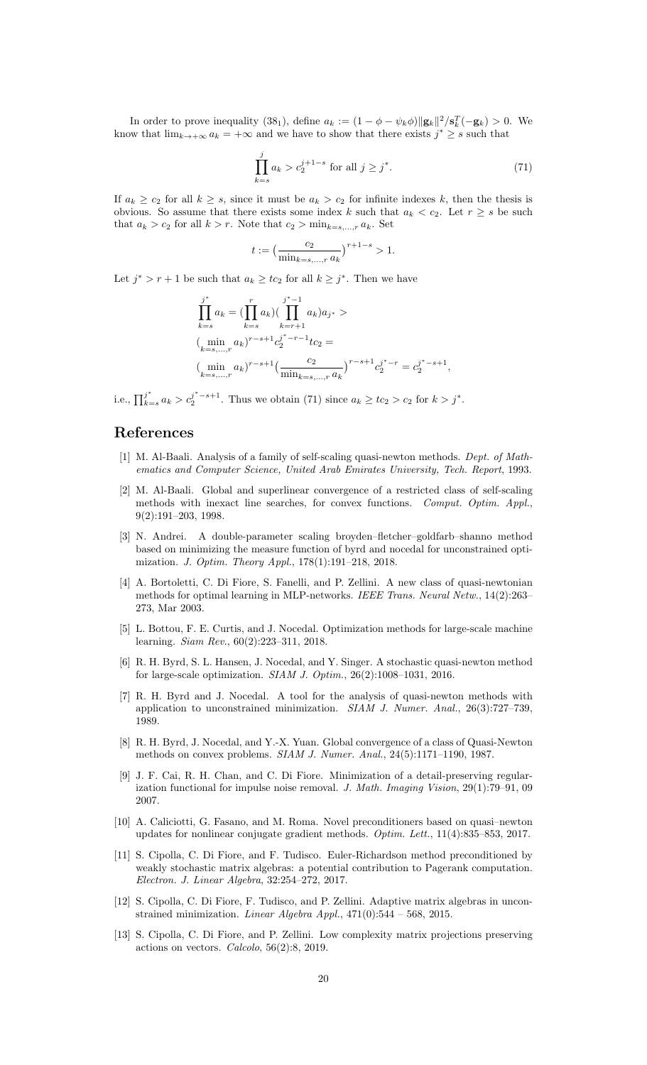In order to prove inequality (38$_1$), define $a_k := (1 - \phi - \psi_k \phi)\|\mathbf{g}_k\|^2/\mathbf{s}_k^T(-\mathbf{g}_k) > 0$. We know that $\lim_{k\to+\infty} a_k = +\infty$ and we have to show that there exists $j^* \geq s$ such that

$$\prod_{k=s}^{j} a_k > c_2^{j+1-s} \text{ for all } j \geq j^*. \tag{71}$$

If $a_k \geq c_2$ for all $k \geq s$, since it must be $a_k > c_2$ for infinite indexes $k$, then the thesis is obvious. So assume that there exists some index $k$ such that $a_k < c_2$. Let $r \geq s$ be such that $a_k > c_2$ for all $k > r$. Note that $c_2 > \min_{k=s,\ldots,r} a_k$. Set

$$t := \big(\frac{c_2}{\min_{k=s,\ldots,r} a_k}\big)^{r+1-s} > 1.$$

Let $j^* > r + 1$ be such that $a_k \geq tc_2$ for all $k \geq j^*$. Then we have

$$\begin{aligned}
&\prod_{k=s}^{j^*} a_k = (\prod_{k=s}^{r} a_k)(\prod_{k=r+1}^{j^*-1} a_k)a_{j^*} > \\
&(\min_{k=s,\ldots,r} a_k)^{r-s+1} c_2^{j^*-r-1} tc_2 = \\
&(\min_{k=s,\ldots,r} a_k)^{r-s+1} \big(\frac{c_2}{\min_{k=s,\ldots,r} a_k}\big)^{r-s+1} c_2^{j^*-r} = c_2^{j^*-s+1},
\end{aligned}$$

i.e., $\prod_{k=s}^{j^*} a_k > c_2^{j^*-s+1}$. Thus we obtain (71) since $a_k \geq tc_2 > c_2$ for $k > j^*$.

## References

[1] M. Al-Baali. Analysis of a family of self-scaling quasi-newton methods. *Dept. of Mathematics and Computer Science, United Arab Emirates University, Tech. Report*, 1993.

[2] M. Al-Baali. Global and superlinear convergence of a restricted class of self-scaling methods with inexact line searches, for convex functions. *Comput. Optim. Appl.*, 9(2):191–203, 1998.

[3] N. Andrei. A double-parameter scaling broyden–fletcher–goldfarb–shanno method based on minimizing the measure function of byrd and nocedal for unconstrained optimization. *J. Optim. Theory Appl.*, 178(1):191–218, 2018.

[4] A. Bortoletti, C. Di Fiore, S. Fanelli, and P. Zellini. A new class of quasi-newtonian methods for optimal learning in MLP-networks. *IEEE Trans. Neural Netw.*, 14(2):263–273, Mar 2003.

[5] L. Bottou, F. E. Curtis, and J. Nocedal. Optimization methods for large-scale machine learning. *Siam Rev.*, 60(2):223–311, 2018.

[6] R. H. Byrd, S. L. Hansen, J. Nocedal, and Y. Singer. A stochastic quasi-newton method for large-scale optimization. *SIAM J. Optim.*, 26(2):1008–1031, 2016.

[7] R. H. Byrd and J. Nocedal. A tool for the analysis of quasi-newton methods with application to unconstrained minimization. *SIAM J. Numer. Anal.*, 26(3):727–739, 1989.

[8] R. H. Byrd, J. Nocedal, and Y.-X. Yuan. Global convergence of a class of Quasi-Newton methods on convex problems. *SIAM J. Numer. Anal.*, 24(5):1171–1190, 1987.

[9] J. F. Cai, R. H. Chan, and C. Di Fiore. Minimization of a detail-preserving regularization functional for impulse noise removal. *J. Math. Imaging Vision*, 29(1):79–91, 09 2007.

[10] A. Caliciotti, G. Fasano, and M. Roma. Novel preconditioners based on quasi–newton updates for nonlinear conjugate gradient methods. *Optim. Lett.*, 11(4):835–853, 2017.

[11] S. Cipolla, C. Di Fiore, and F. Tudisco. Euler-Richardson method preconditioned by weakly stochastic matrix algebras: a potential contribution to Pagerank computation. *Electron. J. Linear Algebra*, 32:254–272, 2017.

[12] S. Cipolla, C. Di Fiore, F. Tudisco, and P. Zellini. Adaptive matrix algebras in unconstrained minimization. *Linear Algebra Appl.*, 471(0):544 – 568, 2015.

[13] S. Cipolla, C. Di Fiore, and P. Zellini. Low complexity matrix projections preserving actions on vectors. *Calcolo*, 56(2):8, 2019.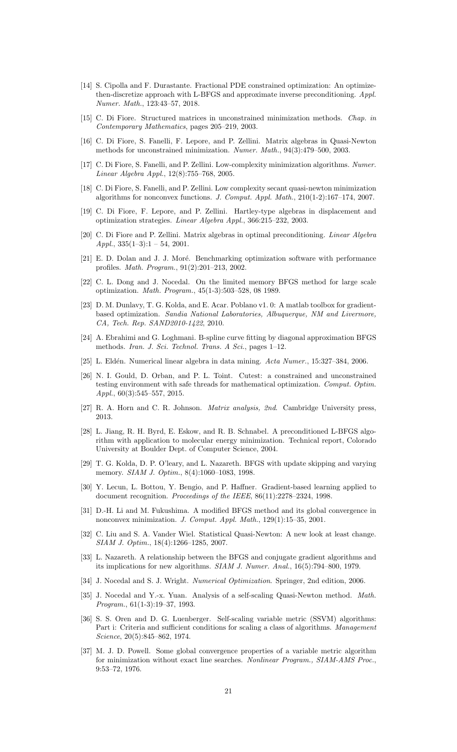[14] S. Cipolla and F. Durastante. Fractional PDE constrained optimization: An optimize-then-discretize approach with L-BFGS and approximate inverse preconditioning. *Appl. Numer. Math.*, 123:43–57, 2018.

[15] C. Di Fiore. Structured matrices in unconstrained minimization methods. *Chap. in Contemporary Mathematics*, pages 205–219, 2003.

[16] C. Di Fiore, S. Fanelli, F. Lepore, and P. Zellini. Matrix algebras in Quasi-Newton methods for unconstrained minimization. *Numer. Math.*, 94(3):479–500, 2003.

[17] C. Di Fiore, S. Fanelli, and P. Zellini. Low-complexity minimization algorithms. *Numer. Linear Algebra Appl.*, 12(8):755–768, 2005.

[18] C. Di Fiore, S. Fanelli, and P. Zellini. Low complexity secant quasi-newton minimization algorithms for nonconvex functions. *J. Comput. Appl. Math.*, 210(1-2):167–174, 2007.

[19] C. Di Fiore, F. Lepore, and P. Zellini. Hartley-type algebras in displacement and optimization strategies. *Linear Algebra Appl.*, 366:215–232, 2003.

[20] C. Di Fiore and P. Zellini. Matrix algebras in optimal preconditioning. *Linear Algebra Appl.*, 335(1–3):1 – 54, 2001.

[21] E. D. Dolan and J. J. Moré. Benchmarking optimization software with performance profiles. *Math. Program.*, 91(2):201–213, 2002.

[22] C. L. Dong and J. Nocedal. On the limited memory BFGS method for large scale optimization. *Math. Program.*, 45(1-3):503–528, 08 1989.

[23] D. M. Dunlavy, T. G. Kolda, and E. Acar. Poblano v1. 0: A matlab toolbox for gradient-based optimization. *Sandia National Laboratories, Albuquerque, NM and Livermore, CA, Tech. Rep. SAND2010-1422*, 2010.

[24] A. Ebrahimi and G. Loghmani. B-spline curve fitting by diagonal approximation BFGS methods. *Iran. J. Sci. Technol. Trans. A Sci.*, pages 1–12.

[25] L. Eldén. Numerical linear algebra in data mining. *Acta Numer.*, 15:327–384, 2006.

[26] N. I. Gould, D. Orban, and P. L. Toint. Cutest: a constrained and unconstrained testing environment with safe threads for mathematical optimization. *Comput. Optim. Appl.*, 60(3):545–557, 2015.

[27] R. A. Horn and C. R. Johnson. *Matrix analysis, 2nd*. Cambridge University press, 2013.

[28] L. Jiang, R. H. Byrd, E. Eskow, and R. B. Schnabel. A preconditioned L-BFGS algorithm with application to molecular energy minimization. Technical report, Colorado University at Boulder Dept. of Computer Science, 2004.

[29] T. G. Kolda, D. P. O'leary, and L. Nazareth. BFGS with update skipping and varying memory. *SIAM J. Optim.*, 8(4):1060–1083, 1998.

[30] Y. Lecun, L. Bottou, Y. Bengio, and P. Haffner. Gradient-based learning applied to document recognition. *Proceedings of the IEEE*, 86(11):2278–2324, 1998.

[31] D.-H. Li and M. Fukushima. A modified BFGS method and its global convergence in nonconvex minimization. *J. Comput. Appl. Math.*, 129(1):15–35, 2001.

[32] C. Liu and S. A. Vander Wiel. Statistical Quasi-Newton: A new look at least change. *SIAM J. Optim.*, 18(4):1266–1285, 2007.

[33] L. Nazareth. A relationship between the BFGS and conjugate gradient algorithms and its implications for new algorithms. *SIAM J. Numer. Anal.*, 16(5):794–800, 1979.

[34] J. Nocedal and S. J. Wright. *Numerical Optimization*. Springer, 2nd edition, 2006.

[35] J. Nocedal and Y.-x. Yuan. Analysis of a self-scaling Quasi-Newton method. *Math. Program.*, 61(1-3):19–37, 1993.

[36] S. S. Oren and D. G. Luenberger. Self-scaling variable metric (SSVM) algorithms: Part i: Criteria and sufficient conditions for scaling a class of algorithms. *Management Science*, 20(5):845–862, 1974.

[37] M. J. D. Powell. Some global convergence properties of a variable metric algorithm for minimization without exact line searches. *Nonlinear Program., SIAM-AMS Proc.*, 9:53–72, 1976.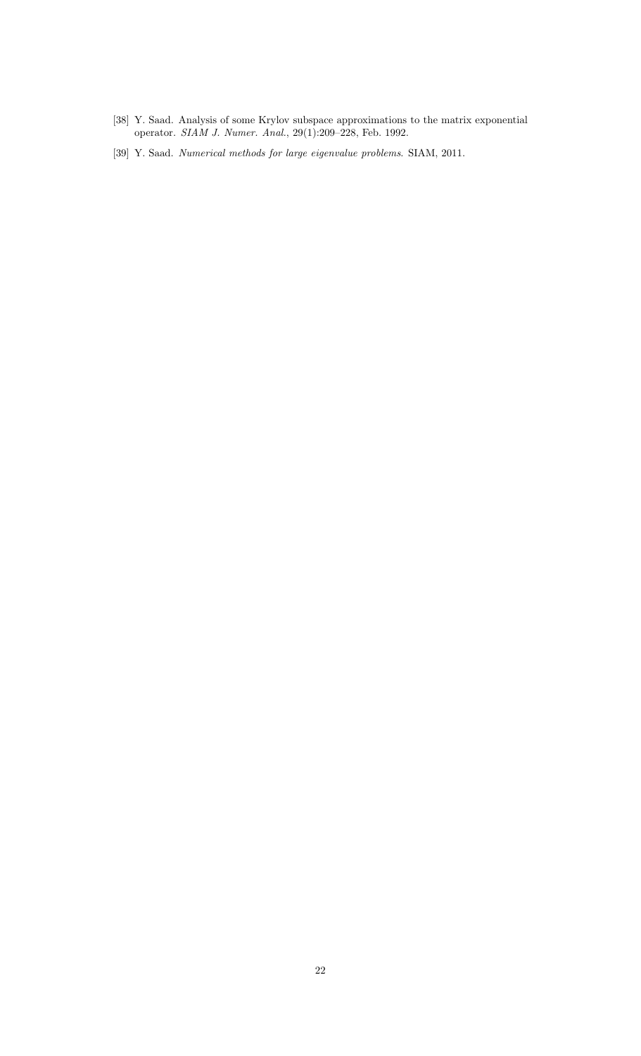[38] Y. Saad. Analysis of some Krylov subspace approximations to the matrix exponential operator. *SIAM J. Numer. Anal.*, 29(1):209–228, Feb. 1992.

[39] Y. Saad. *Numerical methods for large eigenvalue problems*. SIAM, 2011.